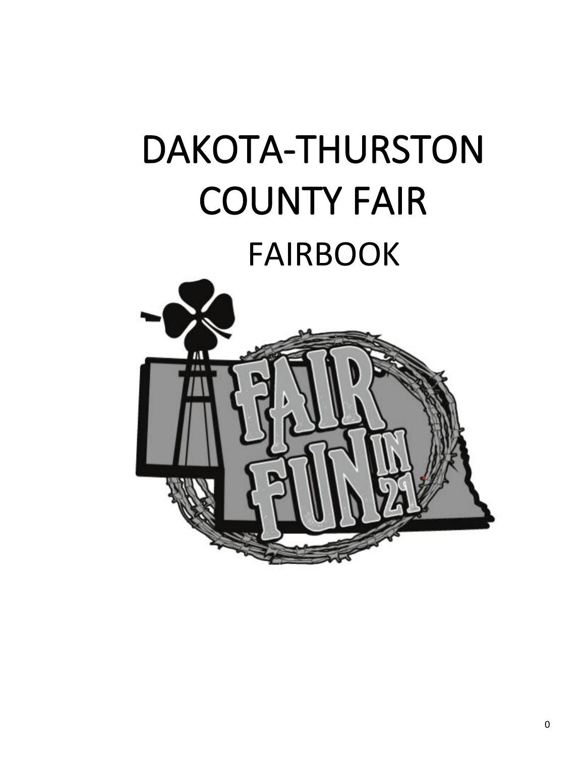# DAKOTA-THURSTON COUNTY FAIR

## FAIRBOOK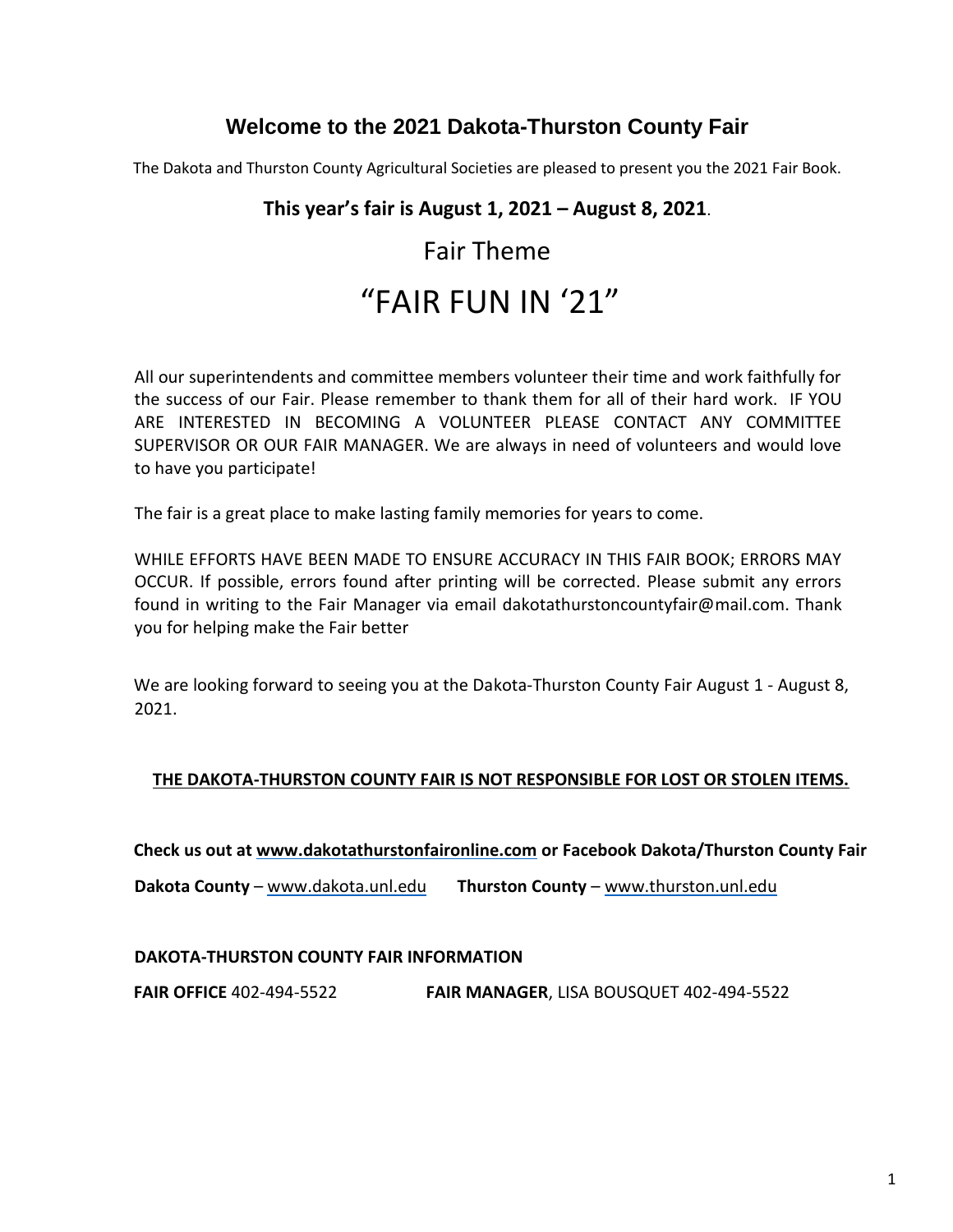## Welcome to the 2021 Dakota-Thurston County Fair

The Dakota and Thurston County Agricultural Societies are pleased to present you the 2021 Fair Book.

**This year's fair is August 1, 2021 – August 8, 2021**.

# Fair Theme

# "FAIR FUN IN '21"

All our superintendents and committee members volunteer their time and work faithfully for the success of our Fair. Please remember to thank them for all of their hard work. IF YOU ARE INTERESTED IN BECOMING A VOLUNTEER PLEASE CONTACT ANY COMMITTEE SUPERVISOR OR OUR FAIR MANAGER. We are always in need of volunteers and would love to have you participate!

The fair is a great place to make lasting family memories for years to come.

WHILE EFFORTS HAVE BEEN MADE TO ENSURE ACCURACY IN THIS FAIR BOOK; ERRORS MAY OCCUR. If possible, errors found after printing will be corrected. Please submit any errors found in writing to the Fair Manager via email dakotathurstoncountyfair@mail.com. Thank you for helping make the Fair better

We are looking forward to seeing you at the Dakota-Thurston County Fair August 1 - August 8, 2021.

**THE DAKOTA-THURSTON COUNTY FAIR IS NOT RESPONSIBLE FOR LOST OR STOLEN ITEMS.**

**Check us out at www.dakotathurstonfaironline.com or Facebook Dakota/Thurston County Fair**

**Dakota County** – www.dakota.unl.edu **Thurston County** – www.thurston.unl.edu

**DAKOTA-THURSTON COUNTY FAIR INFORMATION**

**FAIR OFFICE** 402-494-5522 **FAIR MANAGER**, LISA BOUSQUET 402-494-5522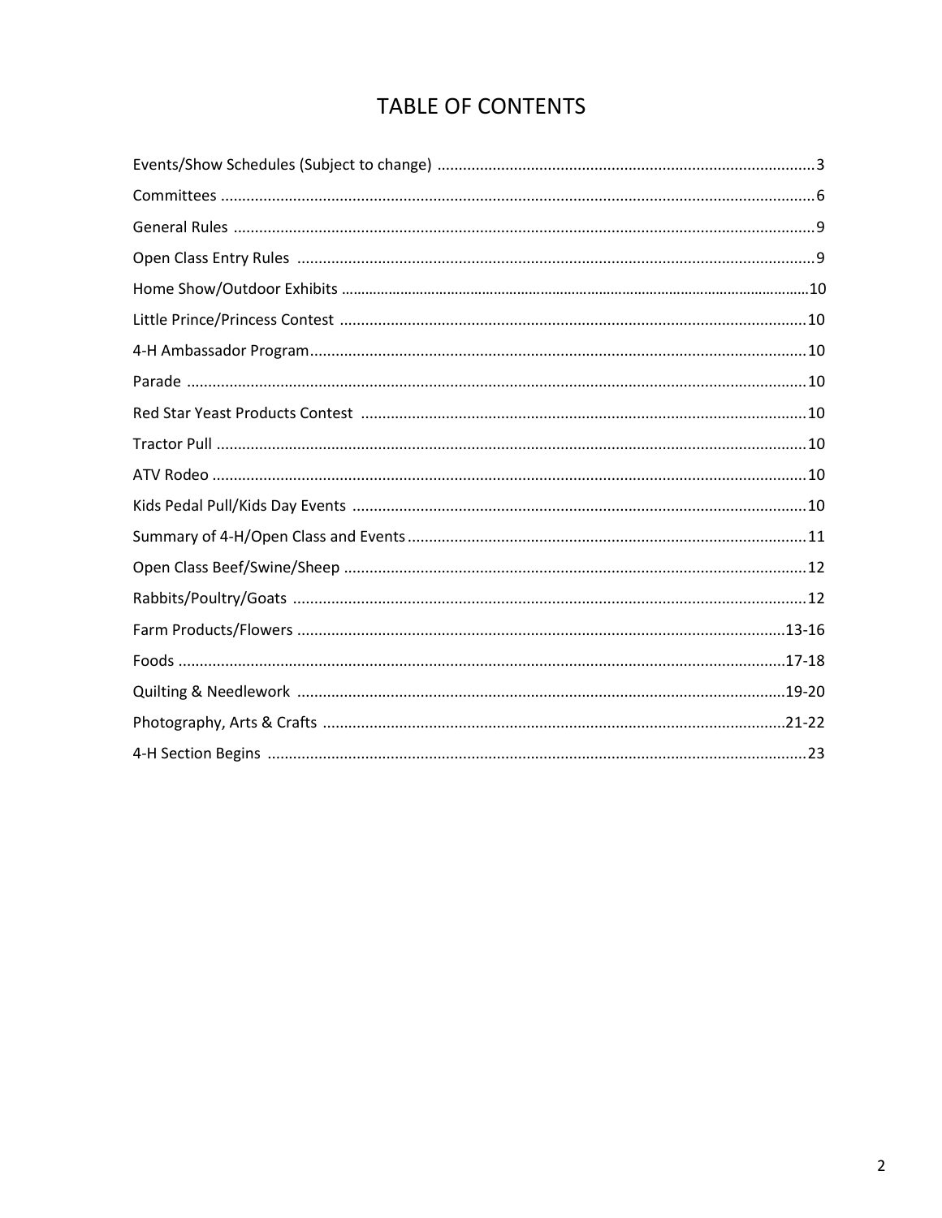# TABLE OF CONTENTS

| Section | Page |
| --- | --- |
| Events/Show Schedules (Subject to change) | 3 |
| Committees | 6 |
| General Rules | 9 |
| Open Class Entry Rules | 9 |
| Home Show/Outdoor Exhibits | 10 |
| Little Prince/Princess Contest | 10 |
| 4-H Ambassador Program | 10 |
| Parade | 10 |
| Red Star Yeast Products Contest | 10 |
| Tractor Pull | 10 |
| ATV Rodeo | 10 |
| Kids Pedal Pull/Kids Day Events | 10 |
| Summary of 4-H/Open Class and Events | 11 |
| Open Class Beef/Swine/Sheep | 12 |
| Rabbits/Poultry/Goats | 12 |
| Farm Products/Flowers | 13-16 |
| Foods | 17-18 |
| Quilting & Needlework | 19-20 |
| Photography, Arts & Crafts | 21-22 |
| 4-H Section Begins | 23 |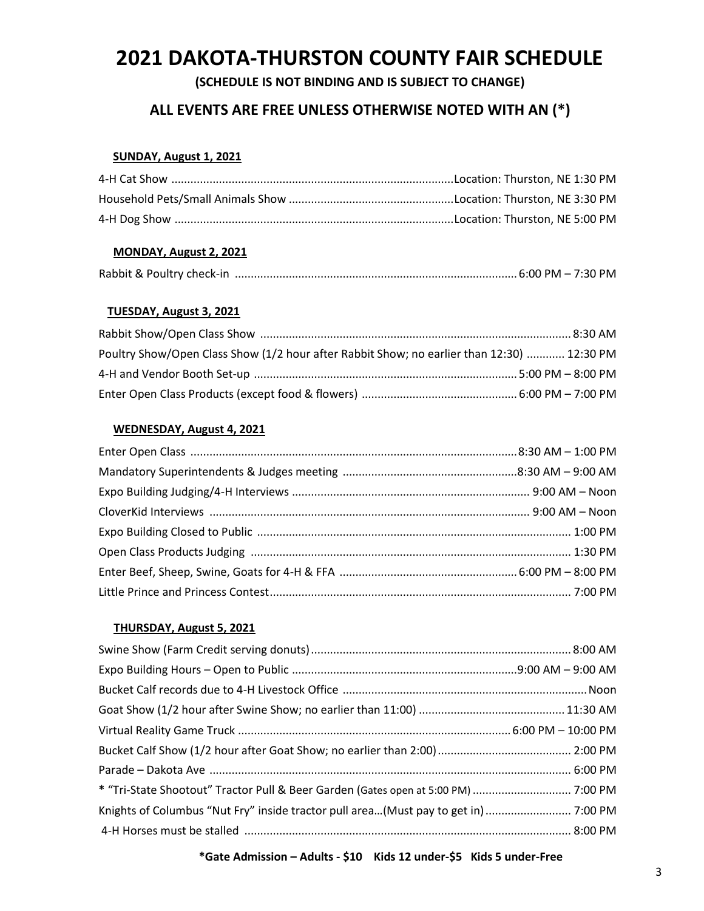# 2021 DAKOTA-THURSTON COUNTY FAIR SCHEDULE

**(SCHEDULE IS NOT BINDING AND IS SUBJECT TO CHANGE)**

## ALL EVENTS ARE FREE UNLESS OTHERWISE NOTED WITH AN (*)

### SUNDAY, August 1, 2021

4-H Cat Show ........................................................................................Location: Thurston, NE 1:30 PM
Household Pets/Small Animals Show ....................................................Location: Thurston, NE 3:30 PM
4-H Dog Show .......................................................................................Location: Thurston, NE 5:00 PM

### MONDAY, August 2, 2021

Rabbit & Poultry check-in ........................................................................................ 6:00 PM – 7:30 PM

### TUESDAY, August 3, 2021

Rabbit Show/Open Class Show .................................................................................................. 8:30 AM
Poultry Show/Open Class Show (1/2 hour after Rabbit Show; no earlier than 12:30) ............ 12:30 PM
4-H and Vendor Booth Set-up ................................................................................... 5:00 PM – 8:00 PM
Enter Open Class Products (except food & flowers) ................................................ 6:00 PM – 7:00 PM

### WEDNESDAY, August 4, 2021

Enter Open Class ...................................................................................................... 8:30 AM – 1:00 PM
Mandatory Superintendents & Judges meeting .......................................................8:30 AM – 9:00 AM
Expo Building Judging/4-H Interviews .......................................................................... 9:00 AM – Noon
CloverKid Interviews .................................................................................................... 9:00 AM – Noon
Expo Building Closed to Public .................................................................................................. 1:00 PM
Open Class Products Judging .................................................................................................... 1:30 PM
Enter Beef, Sheep, Swine, Goats for 4-H & FFA ....................................................... 6:00 PM – 8:00 PM
Little Prince and Princess Contest............................................................................................... 7:00 PM

### THURSDAY, August 5, 2021

Swine Show (Farm Credit serving donuts)................................................................................. 8:00 AM
Expo Building Hours – Open to Public ......................................................................9:00 AM – 9:00 AM
Bucket Calf records due to 4-H Livestock Office ............................................................................Noon
Goat Show (1/2 hour after Swine Show; no earlier than 11:00) ............................................. 11:30 AM
Virtual Reality Game Truck ..................................................................................... 6:00 PM – 10:00 PM
Bucket Calf Show (1/2 hour after Goat Show; no earlier than 2:00).......................................... 2:00 PM
Parade – Dakota Ave ................................................................................................................. 6:00 PM
**\*** "Tri-State Shootout" Tractor Pull & Beer Garden (Gates open at 5:00 PM) ............................... 7:00 PM
Knights of Columbus "Nut Fry" inside tractor pull area…(Must pay to get in)........................... 7:00 PM
4-H Horses must be stalled ....................................................................................................... 8:00 PM

**\*Gate Admission – Adults - $10 Kids 12 under-$5 Kids 5 under-Free**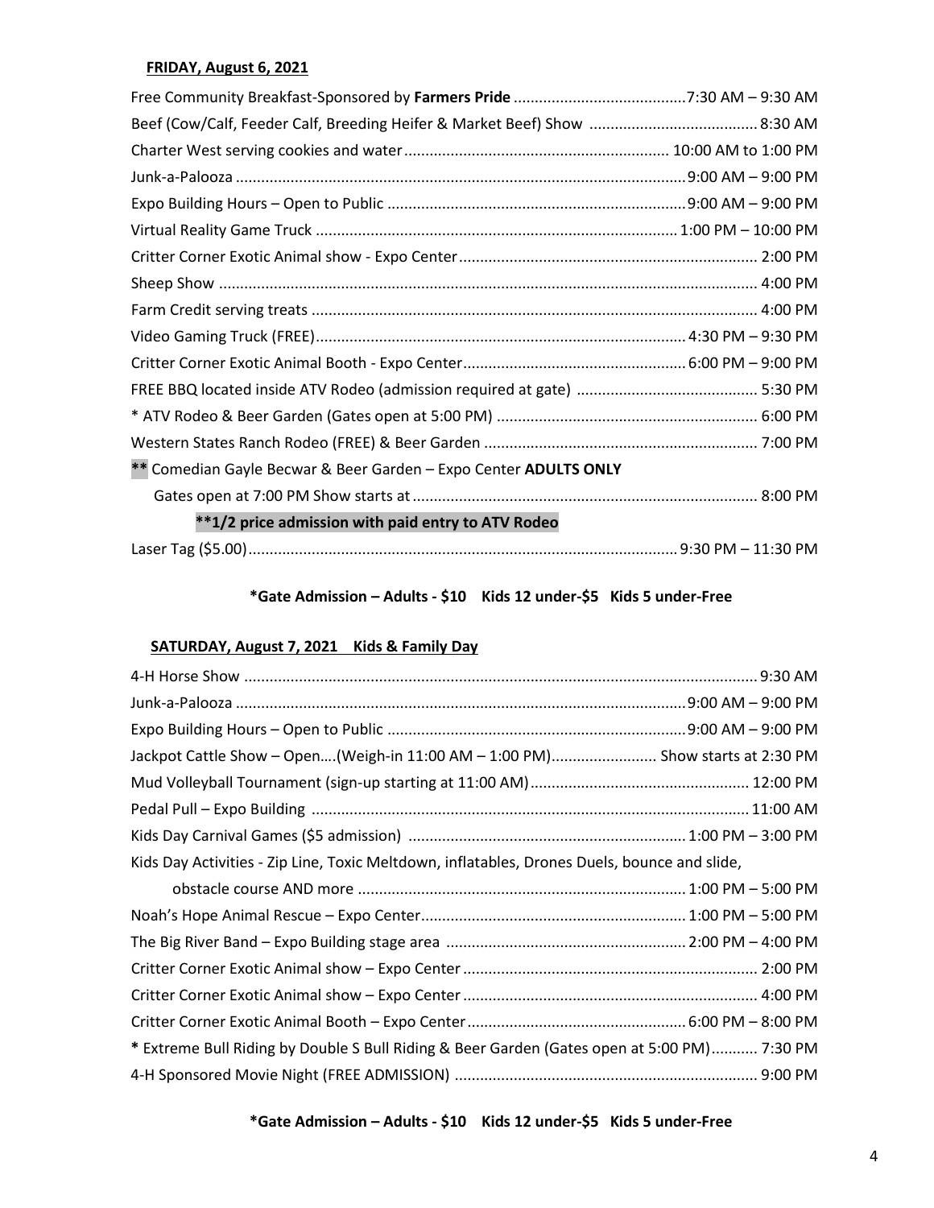**FRIDAY, August 6, 2021**

Free Community Breakfast-Sponsored by **Farmers Pride** .........................................7:30 AM – 9:30 AM
Beef (Cow/Calf, Feeder Calf, Breeding Heifer & Market Beef) Show ........................................ 8:30 AM
Charter West serving cookies and water.............................................................. 10:00 AM to 1:00 PM
Junk-a-Palooza ..........................................................................................................9:00 AM – 9:00 PM
Expo Building Hours – Open to Public ......................................................................9:00 AM – 9:00 PM
Virtual Reality Game Truck ..................................................................................... 1:00 PM – 10:00 PM
Critter Corner Exotic Animal show - Expo Center...................................................................... 2:00 PM
Sheep Show .............................................................................................................................. 4:00 PM
Farm Credit serving treats ......................................................................................................... 4:00 PM
Video Gaming Truck (FREE).......................................................................................4:30 PM – 9:30 PM
Critter Corner Exotic Animal Booth - Expo Center.....................................................6:00 PM – 9:00 PM
FREE BBQ located inside ATV Rodeo (admission required at gate) ........................................... 5:30 PM
\* ATV Rodeo & Beer Garden (Gates open at 5:00 PM) ............................................................. 6:00 PM
Western States Ranch Rodeo (FREE) & Beer Garden ................................................................ 7:00 PM
**\*\*** Comedian Gayle Becwar & Beer Garden – Expo Center **ADULTS ONLY**
Gates open at 7:00 PM Show starts at ................................................................................. 8:00 PM

**\*\*1/2 price admission with paid entry to ATV Rodeo**

Laser Tag ($5.00)..................................................................................................... 9:30 PM – 11:30 PM

**\*Gate Admission – Adults - $10 Kids 12 under-$5 Kids 5 under-Free**

**SATURDAY, August 7, 2021 Kids & Family Day**

4-H Horse Show ......................................................................................................................... 9:30 AM
Junk-a-Palooza ..........................................................................................................9:00 AM – 9:00 PM
Expo Building Hours – Open to Public ......................................................................9:00 AM – 9:00 PM
Jackpot Cattle Show – Open….(Weigh-in 11:00 AM – 1:00 PM)......................... Show starts at 2:30 PM
Mud Volleyball Tournament (sign-up starting at 11:00 AM).................................................... 12:00 PM
Pedal Pull – Expo Building ....................................................................................................... 11:00 AM
Kids Day Carnival Games ($5 admission) .................................................................1:00 PM – 3:00 PM
Kids Day Activities - Zip Line, Toxic Meltdown, inflatables, Drones Duels, bounce and slide,
obstacle course AND more ............................................................................1:00 PM – 5:00 PM
Noah's Hope Animal Rescue – Expo Center..............................................................1:00 PM – 5:00 PM
The Big River Band – Expo Building stage area .........................................................2:00 PM – 4:00 PM
Critter Corner Exotic Animal show – Expo Center ..................................................................... 2:00 PM
Critter Corner Exotic Animal show – Expo Center ..................................................................... 4:00 PM
Critter Corner Exotic Animal Booth – Expo Center...................................................6:00 PM – 8:00 PM
**\*** Extreme Bull Riding by Double S Bull Riding & Beer Garden (Gates open at 5:00 PM)........... 7:30 PM
4-H Sponsored Movie Night (FREE ADMISSION) ....................................................................... 9:00 PM

**\*Gate Admission – Adults - $10 Kids 12 under-$5 Kids 5 under-Free**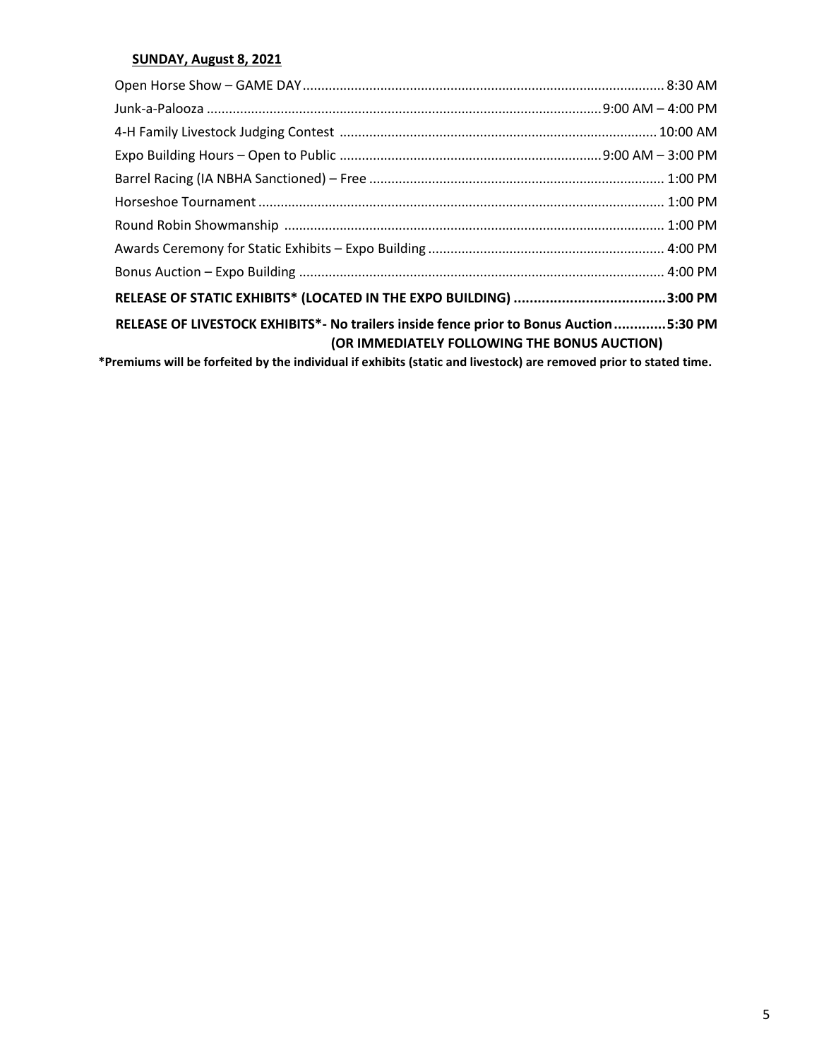**SUNDAY, August 8, 2021**

Open Horse Show – GAME DAY ........................................................................................... 8:30 AM
Junk-a-Palooza .................................................................................................. 9:00 AM – 4:00 PM
4-H Family Livestock Judging Contest ....................................................................................... 10:00 AM
Expo Building Hours – Open to Public .................................................................. 9:00 AM – 3:00 PM
Barrel Racing (IA NBHA Sanctioned) – Free .................................................................................. 1:00 PM
Horseshoe Tournament ................................................................................................................. 1:00 PM
Round Robin Showmanship ............................................................................................................ 1:00 PM
Awards Ceremony for Static Exhibits – Expo Building ....................................................................... 4:00 PM
Bonus Auction – Expo Building ........................................................................................................ 4:00 PM

**RELEASE OF STATIC EXHIBITS* (LOCATED IN THE EXPO BUILDING) ....................................... 3:00 PM**

**RELEASE OF LIVESTOCK EXHIBITS*- No trailers inside fence prior to Bonus Auction ............ 5:30 PM**
**(OR IMMEDIATELY FOLLOWING THE BONUS AUCTION)**

***Premiums will be forfeited by the individual if exhibits (static and livestock) are removed prior to stated time.**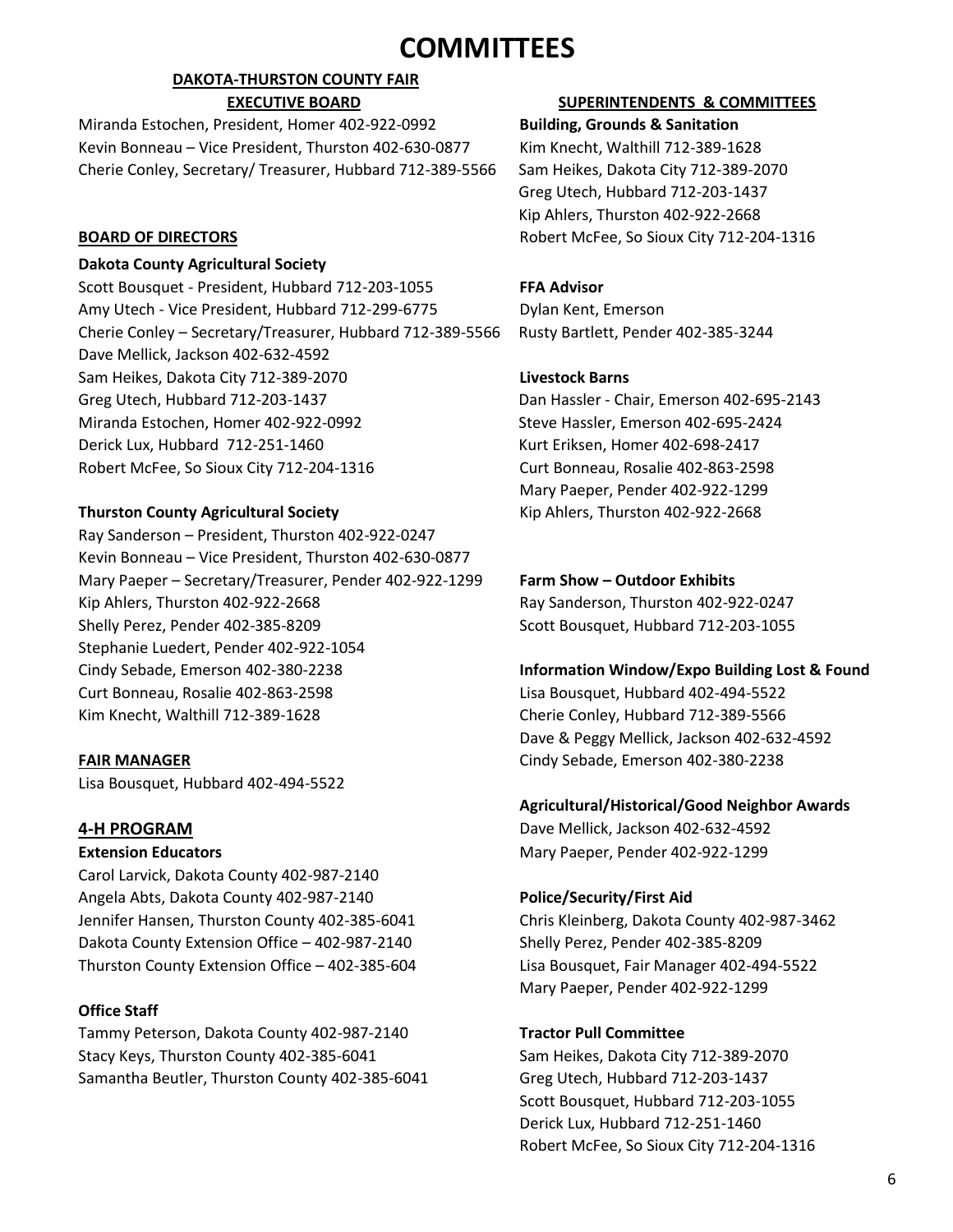# COMMITTEES

## DAKOTA-THURSTON COUNTY FAIR

### EXECUTIVE BOARD

Miranda Estochen, President, Homer 402-922-0992
Kevin Bonneau – Vice President, Thurston 402-630-0877
Cherie Conley, Secretary/ Treasurer, Hubbard 712-389-5566

### BOARD OF DIRECTORS

**Dakota County Agricultural Society**

Scott Bousquet - President, Hubbard 712-203-1055
Amy Utech - Vice President, Hubbard 712-299-6775
Cherie Conley – Secretary/Treasurer, Hubbard 712-389-5566
Dave Mellick, Jackson 402-632-4592
Sam Heikes, Dakota City 712-389-2070
Greg Utech, Hubbard 712-203-1437
Miranda Estochen, Homer 402-922-0992
Derick Lux, Hubbard 712-251-1460
Robert McFee, So Sioux City 712-204-1316

**Thurston County Agricultural Society**

Ray Sanderson – President, Thurston 402-922-0247
Kevin Bonneau – Vice President, Thurston 402-630-0877
Mary Paeper – Secretary/Treasurer, Pender 402-922-1299
Kip Ahlers, Thurston 402-922-2668
Shelly Perez, Pender 402-385-8209
Stephanie Luedert, Pender 402-922-1054
Cindy Sebade, Emerson 402-380-2238
Curt Bonneau, Rosalie 402-863-2598
Kim Knecht, Walthill 712-389-1628

### FAIR MANAGER

Lisa Bousquet, Hubbard 402-494-5522

## 4-H PROGRAM

**Extension Educators**

Carol Larvick, Dakota County 402-987-2140
Angela Abts, Dakota County 402-987-2140
Jennifer Hansen, Thurston County 402-385-6041
Dakota County Extension Office – 402-987-2140
Thurston County Extension Office – 402-385-604

**Office Staff**

Tammy Peterson, Dakota County 402-987-2140
Stacy Keys, Thurston County 402-385-6041
Samantha Beutler, Thurston County 402-385-6041

### SUPERINTENDENTS & COMMITTEES

**Building, Grounds & Sanitation**

Kim Knecht, Walthill 712-389-1628
Sam Heikes, Dakota City 712-389-2070
Greg Utech, Hubbard 712-203-1437
Kip Ahlers, Thurston 402-922-2668
Robert McFee, So Sioux City 712-204-1316

**FFA Advisor**

Dylan Kent, Emerson
Rusty Bartlett, Pender 402-385-3244

**Livestock Barns**

Dan Hassler - Chair, Emerson 402-695-2143
Steve Hassler, Emerson 402-695-2424
Kurt Eriksen, Homer 402-698-2417
Curt Bonneau, Rosalie 402-863-2598
Mary Paeper, Pender 402-922-1299
Kip Ahlers, Thurston 402-922-2668

**Farm Show – Outdoor Exhibits**

Ray Sanderson, Thurston 402-922-0247
Scott Bousquet, Hubbard 712-203-1055

**Information Window/Expo Building Lost & Found**

Lisa Bousquet, Hubbard 402-494-5522
Cherie Conley, Hubbard 712-389-5566
Dave & Peggy Mellick, Jackson 402-632-4592
Cindy Sebade, Emerson 402-380-2238

**Agricultural/Historical/Good Neighbor Awards**

Dave Mellick, Jackson 402-632-4592
Mary Paeper, Pender 402-922-1299

**Police/Security/First Aid**

Chris Kleinberg, Dakota County 402-987-3462
Shelly Perez, Pender 402-385-8209
Lisa Bousquet, Fair Manager 402-494-5522
Mary Paeper, Pender 402-922-1299

**Tractor Pull Committee**

Sam Heikes, Dakota City 712-389-2070
Greg Utech, Hubbard 712-203-1437
Scott Bousquet, Hubbard 712-203-1055
Derick Lux, Hubbard 712-251-1460
Robert McFee, So Sioux City 712-204-1316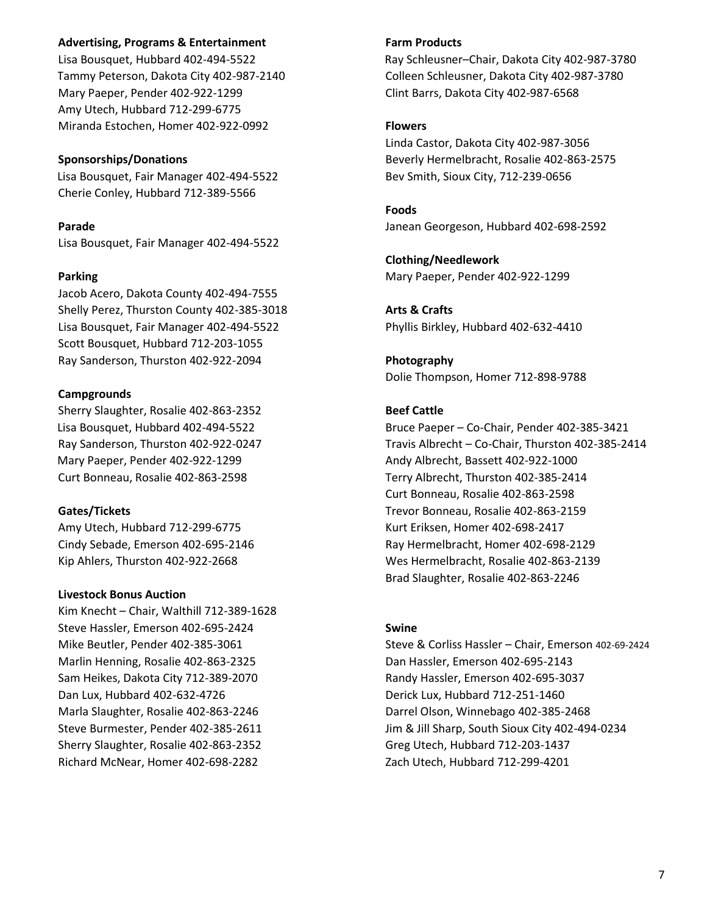**Advertising, Programs & Entertainment**

Lisa Bousquet, Hubbard 402-494-5522
Tammy Peterson, Dakota City 402-987-2140
Mary Paeper, Pender 402-922-1299
Amy Utech, Hubbard 712-299-6775
Miranda Estochen, Homer 402-922-0992

**Sponsorships/Donations**

Lisa Bousquet, Fair Manager 402-494-5522
Cherie Conley, Hubbard 712-389-5566

**Parade**

Lisa Bousquet, Fair Manager 402-494-5522

**Parking**

Jacob Acero, Dakota County 402-494-7555
Shelly Perez, Thurston County 402-385-3018
Lisa Bousquet, Fair Manager 402-494-5522
Scott Bousquet, Hubbard 712-203-1055
Ray Sanderson, Thurston 402-922-2094

**Campgrounds**

Sherry Slaughter, Rosalie 402-863-2352
Lisa Bousquet, Hubbard 402-494-5522
Ray Sanderson, Thurston 402-922-0247
Mary Paeper, Pender 402-922-1299
Curt Bonneau, Rosalie 402-863-2598

**Gates/Tickets**

Amy Utech, Hubbard 712-299-6775
Cindy Sebade, Emerson 402-695-2146
Kip Ahlers, Thurston 402-922-2668

**Livestock Bonus Auction**

Kim Knecht – Chair, Walthill 712-389-1628
Steve Hassler, Emerson 402-695-2424
Mike Beutler, Pender 402-385-3061
Marlin Henning, Rosalie 402-863-2325
Sam Heikes, Dakota City 712-389-2070
Dan Lux, Hubbard 402-632-4726
Marla Slaughter, Rosalie 402-863-2246
Steve Burmester, Pender 402-385-2611
Sherry Slaughter, Rosalie 402-863-2352
Richard McNear, Homer 402-698-2282

**Farm Products**

Ray Schleusner–Chair, Dakota City 402-987-3780
Colleen Schleusner, Dakota City 402-987-3780
Clint Barrs, Dakota City 402-987-6568

**Flowers**

Linda Castor, Dakota City 402-987-3056
Beverly Hermelbracht, Rosalie 402-863-2575
Bev Smith, Sioux City, 712-239-0656

**Foods**

Janean Georgeson, Hubbard 402-698-2592

**Clothing/Needlework**

Mary Paeper, Pender 402-922-1299

**Arts & Crafts**

Phyllis Birkley, Hubbard 402-632-4410

**Photography**

Dolie Thompson, Homer 712-898-9788

**Beef Cattle**

Bruce Paeper – Co-Chair, Pender 402-385-3421
Travis Albrecht – Co-Chair, Thurston 402-385-2414
Andy Albrecht, Bassett 402-922-1000
Terry Albrecht, Thurston 402-385-2414
Curt Bonneau, Rosalie 402-863-2598
Trevor Bonneau, Rosalie 402-863-2159
Kurt Eriksen, Homer 402-698-2417
Ray Hermelbracht, Homer 402-698-2129
Wes Hermelbracht, Rosalie 402-863-2139
Brad Slaughter, Rosalie 402-863-2246

**Swine**

Steve & Corliss Hassler – Chair, Emerson 402-69-2424
Dan Hassler, Emerson 402-695-2143
Randy Hassler, Emerson 402-695-3037
Derick Lux, Hubbard 712-251-1460
Darrel Olson, Winnebago 402-385-2468
Jim & Jill Sharp, South Sioux City 402-494-0234
Greg Utech, Hubbard 712-203-1437
Zach Utech, Hubbard 712-299-4201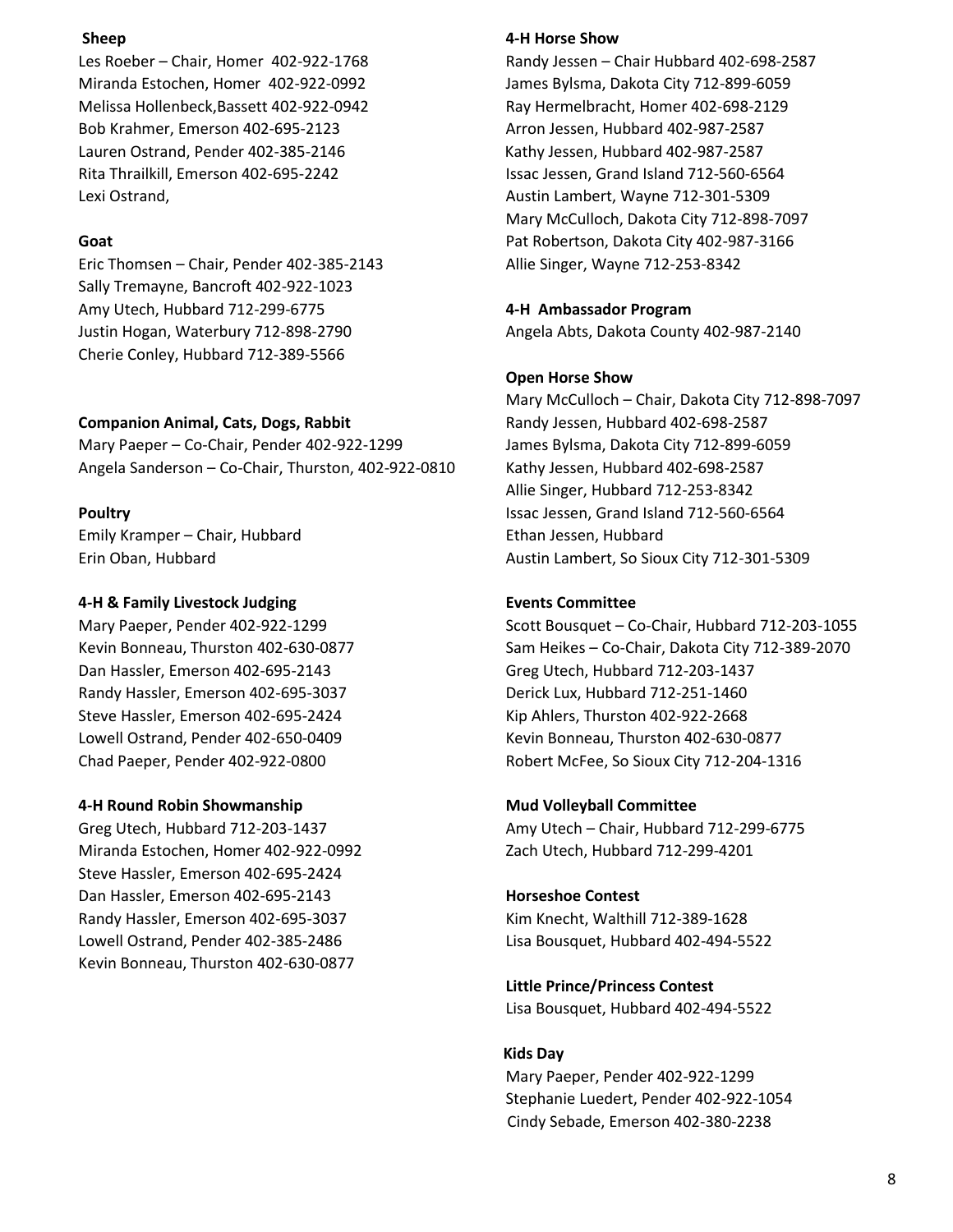**Sheep**

Les Roeber – Chair, Homer 402-922-1768
Miranda Estochen, Homer 402-922-0992
Melissa Hollenbeck,Bassett 402-922-0942
Bob Krahmer, Emerson 402-695-2123
Lauren Ostrand, Pender 402-385-2146
Rita Thrailkill, Emerson 402-695-2242
Lexi Ostrand,

**Goat**

Eric Thomsen – Chair, Pender 402-385-2143
Sally Tremayne, Bancroft 402-922-1023
Amy Utech, Hubbard 712-299-6775
Justin Hogan, Waterbury 712-898-2790
Cherie Conley, Hubbard 712-389-5566

**Companion Animal, Cats, Dogs, Rabbit**

Mary Paeper – Co-Chair, Pender 402-922-1299
Angela Sanderson – Co-Chair, Thurston, 402-922-0810

**Poultry**

Emily Kramper – Chair, Hubbard
Erin Oban, Hubbard

**4-H & Family Livestock Judging**

Mary Paeper, Pender 402-922-1299
Kevin Bonneau, Thurston 402-630-0877
Dan Hassler, Emerson 402-695-2143
Randy Hassler, Emerson 402-695-3037
Steve Hassler, Emerson 402-695-2424
Lowell Ostrand, Pender 402-650-0409
Chad Paeper, Pender 402-922-0800

**4-H Round Robin Showmanship**

Greg Utech, Hubbard 712-203-1437
Miranda Estochen, Homer 402-922-0992
Steve Hassler, Emerson 402-695-2424
Dan Hassler, Emerson 402-695-2143
Randy Hassler, Emerson 402-695-3037
Lowell Ostrand, Pender 402-385-2486
Kevin Bonneau, Thurston 402-630-0877

**4-H Horse Show**

Randy Jessen – Chair Hubbard 402-698-2587
James Bylsma, Dakota City 712-899-6059
Ray Hermelbracht, Homer 402-698-2129
Arron Jessen, Hubbard 402-987-2587
Kathy Jessen, Hubbard 402-987-2587
Issac Jessen, Grand Island 712-560-6564
Austin Lambert, Wayne 712-301-5309
Mary McCulloch, Dakota City 712-898-7097
Pat Robertson, Dakota City 402-987-3166
Allie Singer, Wayne 712-253-8342

**4-H Ambassador Program**

Angela Abts, Dakota County 402-987-2140

**Open Horse Show**

Mary McCulloch – Chair, Dakota City 712-898-7097
Randy Jessen, Hubbard 402-698-2587
James Bylsma, Dakota City 712-899-6059
Kathy Jessen, Hubbard 402-698-2587
Allie Singer, Hubbard 712-253-8342
Issac Jessen, Grand Island 712-560-6564
Ethan Jessen, Hubbard
Austin Lambert, So Sioux City 712-301-5309

**Events Committee**

Scott Bousquet – Co-Chair, Hubbard 712-203-1055
Sam Heikes – Co-Chair, Dakota City 712-389-2070
Greg Utech, Hubbard 712-203-1437
Derick Lux, Hubbard 712-251-1460
Kip Ahlers, Thurston 402-922-2668
Kevin Bonneau, Thurston 402-630-0877
Robert McFee, So Sioux City 712-204-1316

**Mud Volleyball Committee**

Amy Utech – Chair, Hubbard 712-299-6775
Zach Utech, Hubbard 712-299-4201

**Horseshoe Contest**

Kim Knecht, Walthill 712-389-1628
Lisa Bousquet, Hubbard 402-494-5522

**Little Prince/Princess Contest**

Lisa Bousquet, Hubbard 402-494-5522

**Kids Day**

Mary Paeper, Pender 402-922-1299
Stephanie Luedert, Pender 402-922-1054
Cindy Sebade, Emerson 402-380-2238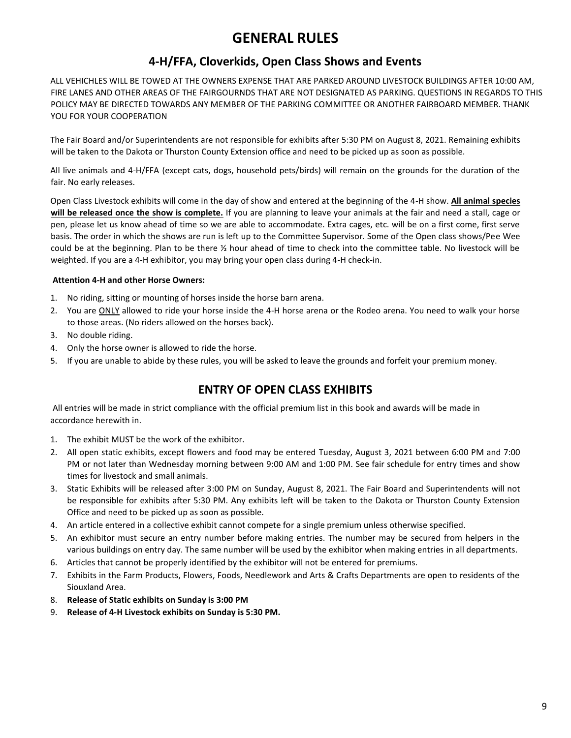# GENERAL RULES

## 4-H/FFA, Cloverkids, Open Class Shows and Events

ALL VEHICHLES WILL BE TOWED AT THE OWNERS EXPENSE THAT ARE PARKED AROUND LIVESTOCK BUILDINGS AFTER 10:00 AM, FIRE LANES AND OTHER AREAS OF THE FAIRGOURNDS THAT ARE NOT DESIGNATED AS PARKING. QUESTIONS IN REGARDS TO THIS POLICY MAY BE DIRECTED TOWARDS ANY MEMBER OF THE PARKING COMMITTEE OR ANOTHER FAIRBOARD MEMBER. THANK YOU FOR YOUR COOPERATION

The Fair Board and/or Superintendents are not responsible for exhibits after 5:30 PM on August 8, 2021. Remaining exhibits will be taken to the Dakota or Thurston County Extension office and need to be picked up as soon as possible.

All live animals and 4-H/FFA (except cats, dogs, household pets/birds) will remain on the grounds for the duration of the fair. No early releases.

Open Class Livestock exhibits will come in the day of show and entered at the beginning of the 4-H show. **All animal species will be released once the show is complete.** If you are planning to leave your animals at the fair and need a stall, cage or pen, please let us know ahead of time so we are able to accommodate. Extra cages, etc. will be on a first come, first serve basis. The order in which the shows are run is left up to the Committee Supervisor. Some of the Open class shows/Pee Wee could be at the beginning. Plan to be there ½ hour ahead of time to check into the committee table. No livestock will be weighted. If you are a 4-H exhibitor, you may bring your open class during 4-H check-in.

**Attention 4-H and other Horse Owners:**

1. No riding, sitting or mounting of horses inside the horse barn arena.
2. You are ONLY allowed to ride your horse inside the 4-H horse arena or the Rodeo arena. You need to walk your horse to those areas. (No riders allowed on the horses back).
3. No double riding.
4. Only the horse owner is allowed to ride the horse.
5. If you are unable to abide by these rules, you will be asked to leave the grounds and forfeit your premium money.

## ENTRY OF OPEN CLASS EXHIBITS

All entries will be made in strict compliance with the official premium list in this book and awards will be made in accordance herewith in.

1. The exhibit MUST be the work of the exhibitor.
2. All open static exhibits, except flowers and food may be entered Tuesday, August 3, 2021 between 6:00 PM and 7:00 PM or not later than Wednesday morning between 9:00 AM and 1:00 PM. See fair schedule for entry times and show times for livestock and small animals.
3. Static Exhibits will be released after 3:00 PM on Sunday, August 8, 2021. The Fair Board and Superintendents will not be responsible for exhibits after 5:30 PM. Any exhibits left will be taken to the Dakota or Thurston County Extension Office and need to be picked up as soon as possible.
4. An article entered in a collective exhibit cannot compete for a single premium unless otherwise specified.
5. An exhibitor must secure an entry number before making entries. The number may be secured from helpers in the various buildings on entry day. The same number will be used by the exhibitor when making entries in all departments.
6. Articles that cannot be properly identified by the exhibitor will not be entered for premiums.
7. Exhibits in the Farm Products, Flowers, Foods, Needlework and Arts & Crafts Departments are open to residents of the Siouxland Area.
8. **Release of Static exhibits on Sunday is 3:00 PM**
9. **Release of 4-H Livestock exhibits on Sunday is 5:30 PM.**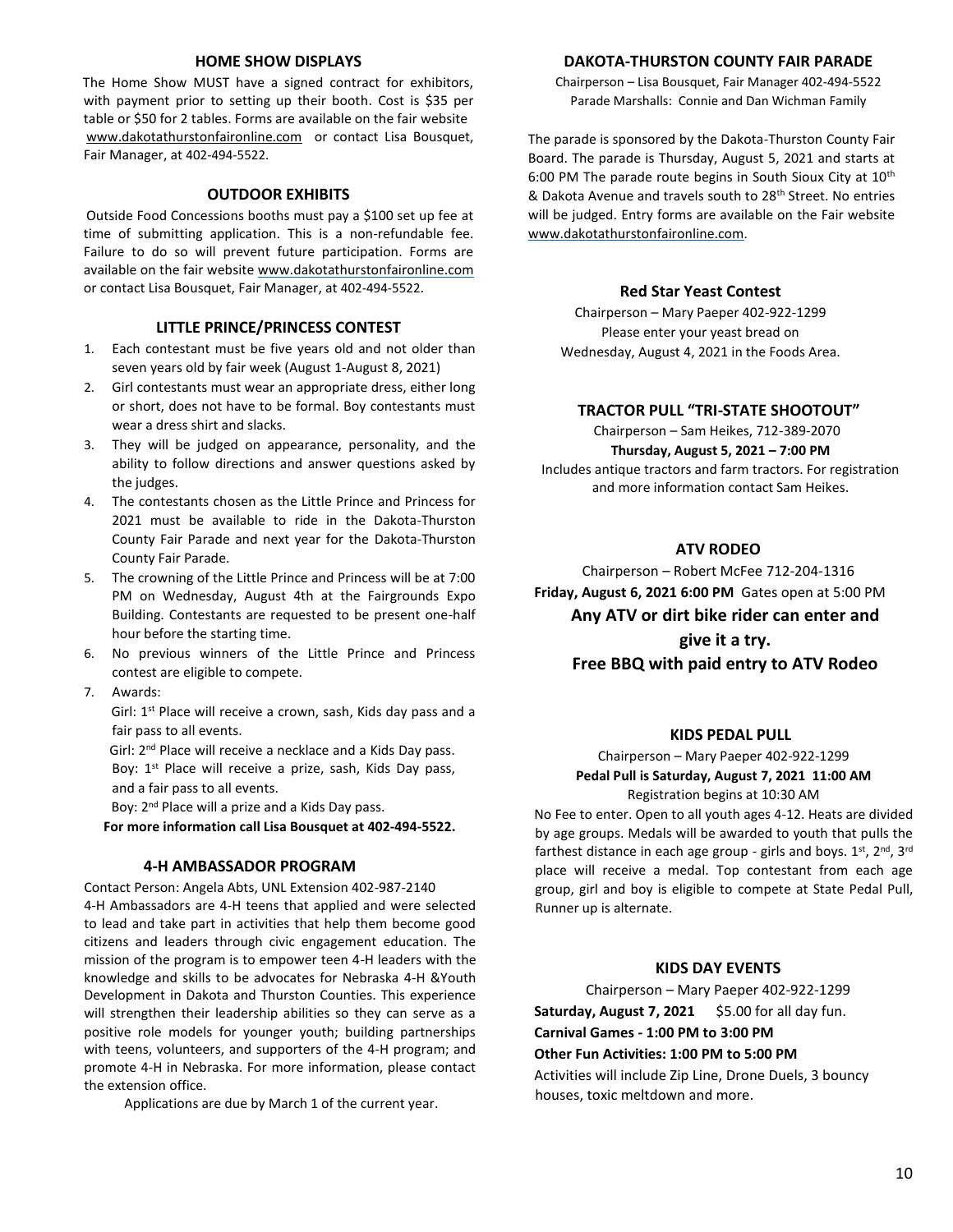## HOME SHOW DISPLAYS

The Home Show MUST have a signed contract for exhibitors, with payment prior to setting up their booth. Cost is $35 per table or $50 for 2 tables. Forms are available on the fair website www.dakotathurstonfaironline.com or contact Lisa Bousquet, Fair Manager, at 402-494-5522.

## OUTDOOR EXHIBITS

Outside Food Concessions booths must pay a $100 set up fee at time of submitting application. This is a non-refundable fee. Failure to do so will prevent future participation. Forms are available on the fair website www.dakotathurstonfaironline.com or contact Lisa Bousquet, Fair Manager, at 402-494-5522.

## LITTLE PRINCE/PRINCESS CONTEST

1. Each contestant must be five years old and not older than seven years old by fair week (August 1-August 8, 2021)
2. Girl contestants must wear an appropriate dress, either long or short, does not have to be formal. Boy contestants must wear a dress shirt and slacks.
3. They will be judged on appearance, personality, and the ability to follow directions and answer questions asked by the judges.
4. The contestants chosen as the Little Prince and Princess for 2021 must be available to ride in the Dakota-Thurston County Fair Parade and next year for the Dakota-Thurston County Fair Parade.
5. The crowning of the Little Prince and Princess will be at 7:00 PM on Wednesday, August 4th at the Fairgrounds Expo Building. Contestants are requested to be present one-half hour before the starting time.
6. No previous winners of the Little Prince and Princess contest are eligible to compete.
7. Awards:
   Girl: 1st Place will receive a crown, sash, Kids day pass and a fair pass to all events.
   Girl: 2nd Place will receive a necklace and a Kids Day pass.
   Boy: 1st Place will receive a prize, sash, Kids Day pass, and a fair pass to all events.
   Boy: 2nd Place will a prize and a Kids Day pass.

**For more information call Lisa Bousquet at 402-494-5522.**

## 4-H AMBASSADOR PROGRAM

Contact Person: Angela Abts, UNL Extension 402-987-2140

4-H Ambassadors are 4-H teens that applied and were selected to lead and take part in activities that help them become good citizens and leaders through civic engagement education. The mission of the program is to empower teen 4-H leaders with the knowledge and skills to be advocates for Nebraska 4-H &Youth Development in Dakota and Thurston Counties. This experience will strengthen their leadership abilities so they can serve as a positive role models for younger youth; building partnerships with teens, volunteers, and supporters of the 4-H program; and promote 4-H in Nebraska. For more information, please contact the extension office.

Applications are due by March 1 of the current year.

## DAKOTA-THURSTON COUNTY FAIR PARADE

Chairperson – Lisa Bousquet, Fair Manager 402-494-5522
Parade Marshalls: Connie and Dan Wichman Family

The parade is sponsored by the Dakota-Thurston County Fair Board. The parade is Thursday, August 5, 2021 and starts at 6:00 PM The parade route begins in South Sioux City at 10th & Dakota Avenue and travels south to 28th Street. No entries will be judged. Entry forms are available on the Fair website www.dakotathurstonfaironline.com.

## Red Star Yeast Contest

Chairperson – Mary Paeper 402-922-1299
Please enter your yeast bread on Wednesday, August 4, 2021 in the Foods Area.

## TRACTOR PULL "TRI-STATE SHOOTOUT"

Chairperson – Sam Heikes, 712-389-2070
**Thursday, August 5, 2021 – 7:00 PM**
Includes antique tractors and farm tractors. For registration and more information contact Sam Heikes.

## ATV RODEO

Chairperson – Robert McFee 712-204-1316
**Friday, August 6, 2021 6:00 PM** Gates open at 5:00 PM

**Any ATV or dirt bike rider can enter and give it a try.**
**Free BBQ with paid entry to ATV Rodeo**

## KIDS PEDAL PULL

Chairperson – Mary Paeper 402-922-1299
**Pedal Pull is Saturday, August 7, 2021 11:00 AM**
Registration begins at 10:30 AM

No Fee to enter. Open to all youth ages 4-12. Heats are divided by age groups. Medals will be awarded to youth that pulls the farthest distance in each age group - girls and boys. 1st, 2nd, 3rd place will receive a medal. Top contestant from each age group, girl and boy is eligible to compete at State Pedal Pull, Runner up is alternate.

## KIDS DAY EVENTS

Chairperson – Mary Paeper 402-922-1299
**Saturday, August 7, 2021** $5.00 for all day fun.
**Carnival Games - 1:00 PM to 3:00 PM**
**Other Fun Activities: 1:00 PM to 5:00 PM**
Activities will include Zip Line, Drone Duels, 3 bouncy houses, toxic meltdown and more.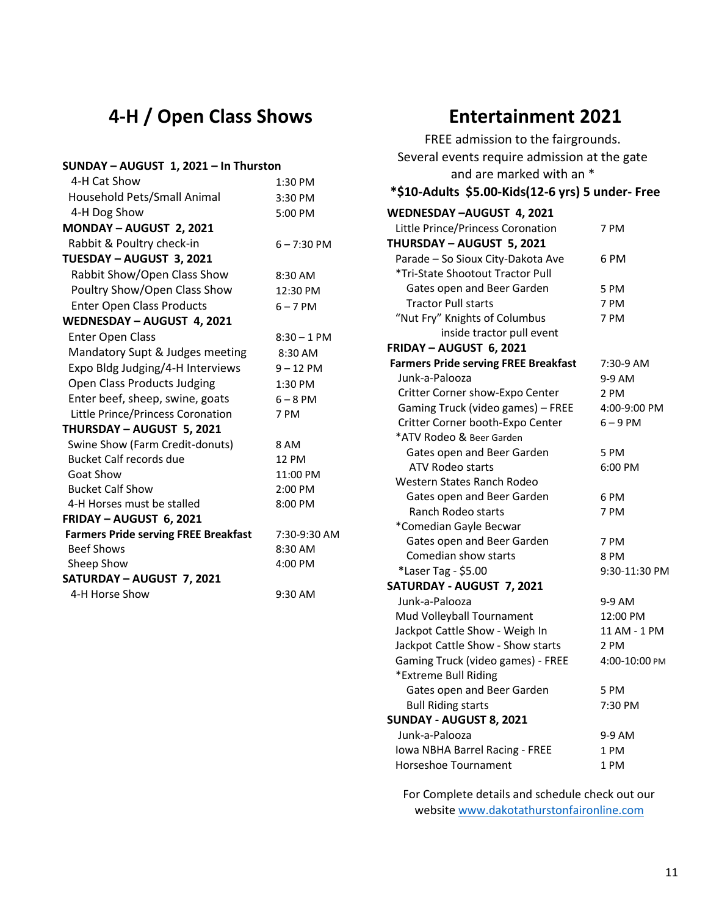# 4-H / Open Class Shows

| | |
|---|---|
| **SUNDAY – AUGUST 1, 2021 – In Thurston** | |
| 4-H Cat Show | 1:30 PM |
| Household Pets/Small Animal | 3:30 PM |
| 4-H Dog Show | 5:00 PM |
| **MONDAY – AUGUST 2, 2021** | |
| Rabbit & Poultry check-in | 6 – 7:30 PM |
| **TUESDAY – AUGUST 3, 2021** | |
| Rabbit Show/Open Class Show | 8:30 AM |
| Poultry Show/Open Class Show | 12:30 PM |
| Enter Open Class Products | 6 – 7 PM |
| **WEDNESDAY – AUGUST 4, 2021** | |
| Enter Open Class | 8:30 – 1 PM |
| Mandatory Supt & Judges meeting | 8:30 AM |
| Expo Bldg Judging/4-H Interviews | 9 – 12 PM |
| Open Class Products Judging | 1:30 PM |
| Enter beef, sheep, swine, goats | 6 – 8 PM |
| Little Prince/Princess Coronation | 7 PM |
| **THURSDAY – AUGUST 5, 2021** | |
| Swine Show (Farm Credit-donuts) | 8 AM |
| Bucket Calf records due | 12 PM |
| Goat Show | 11:00 PM |
| Bucket Calf Show | 2:00 PM |
| 4-H Horses must be stalled | 8:00 PM |
| **FRIDAY – AUGUST 6, 2021** | |
| **Farmers Pride serving FREE Breakfast** | 7:30-9:30 AM |
| Beef Shows | 8:30 AM |
| Sheep Show | 4:00 PM |
| **SATURDAY – AUGUST 7, 2021** | |
| 4-H Horse Show | 9:30 AM |

# Entertainment 2021

FREE admission to the fairgrounds.
Several events require admission at the gate and are marked with an *

**\*$10-Adults $5.00-Kids(12-6 yrs) 5 under- Free**

| | |
|---|---|
| **WEDNESDAY –AUGUST 4, 2021** | |
| Little Prince/Princess Coronation | 7 PM |
| **THURSDAY – AUGUST 5, 2021** | |
| Parade – So Sioux City-Dakota Ave | 6 PM |
| *Tri-State Shootout Tractor Pull | |
| Gates open and Beer Garden | 5 PM |
| Tractor Pull starts | 7 PM |
| "Nut Fry" Knights of Columbus inside tractor pull event | 7 PM |
| **FRIDAY – AUGUST 6, 2021** | |
| **Farmers Pride serving FREE Breakfast** | 7:30-9 AM |
| Junk-a-Palooza | 9-9 AM |
| Critter Corner show-Expo Center | 2 PM |
| Gaming Truck (video games) – FREE | 4:00-9:00 PM |
| Critter Corner booth-Expo Center | 6 – 9 PM |
| *ATV Rodeo & Beer Garden | |
| Gates open and Beer Garden | 5 PM |
| ATV Rodeo starts | 6:00 PM |
| Western States Ranch Rodeo | |
| Gates open and Beer Garden | 6 PM |
| Ranch Rodeo starts | 7 PM |
| *Comedian Gayle Becwar | |
| Gates open and Beer Garden | 7 PM |
| Comedian show starts | 8 PM |
| *Laser Tag - $5.00 | 9:30-11:30 PM |
| **SATURDAY - AUGUST 7, 2021** | |
| Junk-a-Palooza | 9-9 AM |
| Mud Volleyball Tournament | 12:00 PM |
| Jackpot Cattle Show - Weigh In | 11 AM - 1 PM |
| Jackpot Cattle Show - Show starts | 2 PM |
| Gaming Truck (video games) - FREE | 4:00-10:00 PM |
| *Extreme Bull Riding | |
| Gates open and Beer Garden | 5 PM |
| Bull Riding starts | 7:30 PM |
| **SUNDAY - AUGUST 8, 2021** | |
| Junk-a-Palooza | 9-9 AM |
| Iowa NBHA Barrel Racing - FREE | 1 PM |
| Horseshoe Tournament | 1 PM |

For Complete details and schedule check out our website [www.dakotathurstonfaironline.com](http://www.dakotathurstonfaironline.com)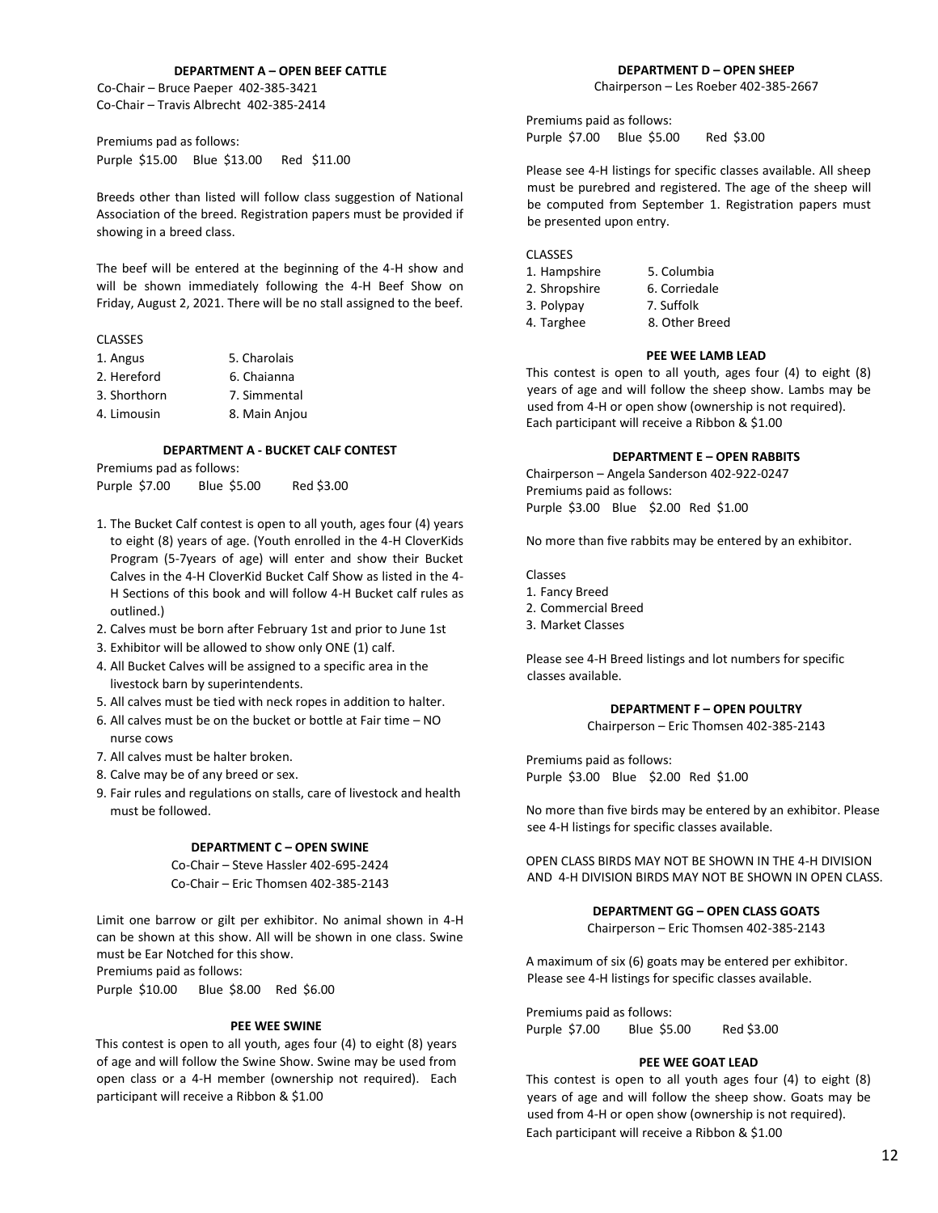### DEPARTMENT A – OPEN BEEF CATTLE

Co-Chair – Bruce Paeper 402-385-3421
Co-Chair – Travis Albrecht 402-385-2414

Premiums pad as follows:
Purple $15.00 Blue $13.00 Red $11.00

Breeds other than listed will follow class suggestion of National Association of the breed. Registration papers must be provided if showing in a breed class.

The beef will be entered at the beginning of the 4-H show and will be shown immediately following the 4-H Beef Show on Friday, August 2, 2021. There will be no stall assigned to the beef.

CLASSES

1. Angus
2. Hereford
3. Shorthorn
4. Limousin
5. Charolais
6. Chaianna
7. Simmental
8. Main Anjou

### DEPARTMENT A - BUCKET CALF CONTEST

Premiums pad as follows:
Purple $7.00 Blue $5.00 Red $3.00

1. The Bucket Calf contest is open to all youth, ages four (4) years to eight (8) years of age. (Youth enrolled in the 4-H CloverKids Program (5-7years of age) will enter and show their Bucket Calves in the 4-H CloverKid Bucket Calf Show as listed in the 4-H Sections of this book and will follow 4-H Bucket calf rules as outlined.)
2. Calves must be born after February 1st and prior to June 1st
3. Exhibitor will be allowed to show only ONE (1) calf.
4. All Bucket Calves will be assigned to a specific area in the livestock barn by superintendents.
5. All calves must be tied with neck ropes in addition to halter.
6. All calves must be on the bucket or bottle at Fair time – NO nurse cows
7. All calves must be halter broken.
8. Calve may be of any breed or sex.
9. Fair rules and regulations on stalls, care of livestock and health must be followed.

### DEPARTMENT C – OPEN SWINE

Co-Chair – Steve Hassler 402-695-2424
Co-Chair – Eric Thomsen 402-385-2143

Limit one barrow or gilt per exhibitor. No animal shown in 4-H can be shown at this show. All will be shown in one class. Swine must be Ear Notched for this show.
Premiums paid as follows:
Purple $10.00 Blue $8.00 Red $6.00

### PEE WEE SWINE

This contest is open to all youth, ages four (4) to eight (8) years of age and will follow the Swine Show. Swine may be used from open class or a 4-H member (ownership not required). Each participant will receive a Ribbon & $1.00

### DEPARTMENT D – OPEN SHEEP

Chairperson – Les Roeber 402-385-2667

Premiums paid as follows:
Purple $7.00 Blue $5.00 Red $3.00

Please see 4-H listings for specific classes available. All sheep must be purebred and registered. The age of the sheep will be computed from September 1. Registration papers must be presented upon entry.

CLASSES

1. Hampshire
2. Shropshire
3. Polypay
4. Targhee
5. Columbia
6. Corriedale
7. Suffolk
8. Other Breed

### PEE WEE LAMB LEAD

This contest is open to all youth, ages four (4) to eight (8) years of age and will follow the sheep show. Lambs may be used from 4-H or open show (ownership is not required). Each participant will receive a Ribbon & $1.00

### DEPARTMENT E – OPEN RABBITS

Chairperson – Angela Sanderson 402-922-0247
Premiums paid as follows:
Purple $3.00 Blue $2.00 Red $1.00

No more than five rabbits may be entered by an exhibitor.

Classes

1. Fancy Breed
2. Commercial Breed
3. Market Classes

Please see 4-H Breed listings and lot numbers for specific classes available.

### DEPARTMENT F – OPEN POULTRY

Chairperson – Eric Thomsen 402-385-2143

Premiums paid as follows:
Purple $3.00 Blue $2.00 Red $1.00

No more than five birds may be entered by an exhibitor. Please see 4-H listings for specific classes available.

OPEN CLASS BIRDS MAY NOT BE SHOWN IN THE 4-H DIVISION AND 4-H DIVISION BIRDS MAY NOT BE SHOWN IN OPEN CLASS.

### DEPARTMENT GG – OPEN CLASS GOATS

Chairperson – Eric Thomsen 402-385-2143

A maximum of six (6) goats may be entered per exhibitor. Please see 4-H listings for specific classes available.

Premiums paid as follows:
Purple $7.00 Blue $5.00 Red $3.00

### PEE WEE GOAT LEAD

This contest is open to all youth ages four (4) to eight (8) years of age and will follow the sheep show. Goats may be used from 4-H or open show (ownership is not required). Each participant will receive a Ribbon & $1.00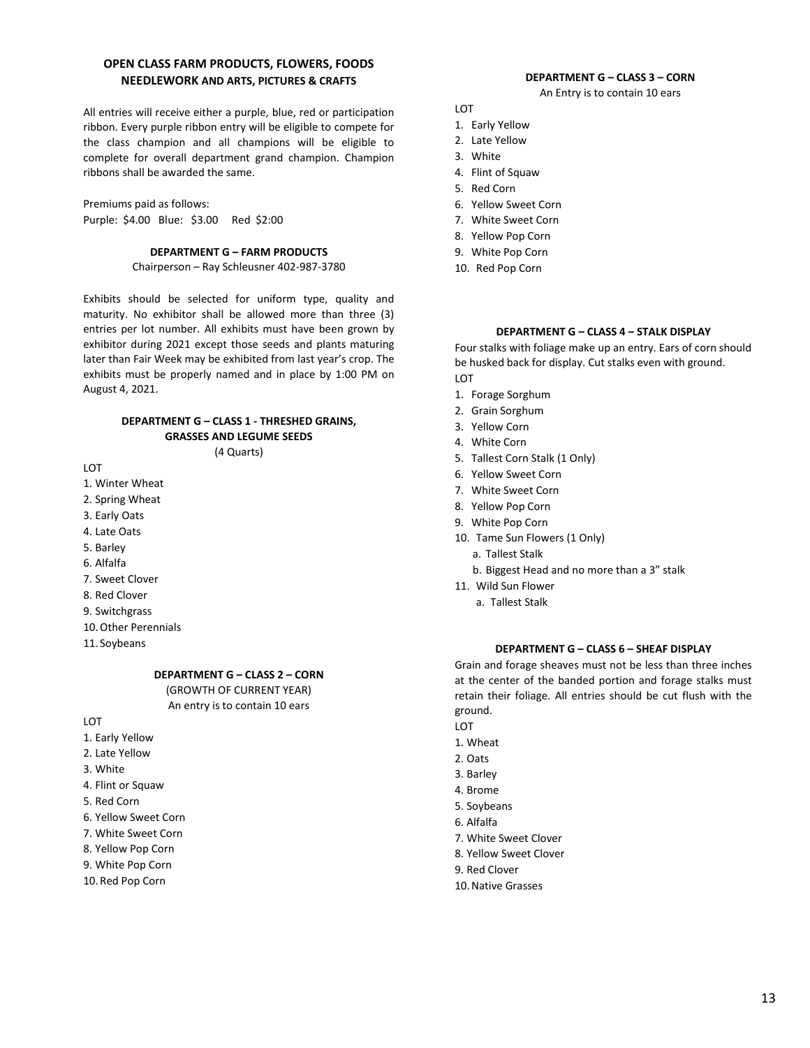## OPEN CLASS FARM PRODUCTS, FLOWERS, FOODS NEEDLEWORK AND ARTS, PICTURES & CRAFTS

All entries will receive either a purple, blue, red or participation ribbon. Every purple ribbon entry will be eligible to compete for the class champion and all champions will be eligible to complete for overall department grand champion. Champion ribbons shall be awarded the same.

Premiums paid as follows:
Purple: $4.00 Blue: $3.00 Red $2:00

### DEPARTMENT G – FARM PRODUCTS

Chairperson – Ray Schleusner 402-987-3780

Exhibits should be selected for uniform type, quality and maturity. No exhibitor shall be allowed more than three (3) entries per lot number. All exhibits must have been grown by exhibitor during 2021 except those seeds and plants maturing later than Fair Week may be exhibited from last year's crop. The exhibits must be properly named and in place by 1:00 PM on August 4, 2021.

#### DEPARTMENT G – CLASS 1 - THRESHED GRAINS, GRASSES AND LEGUME SEEDS

(4 Quarts)

LOT

1. Winter Wheat
2. Spring Wheat
3. Early Oats
4. Late Oats
5. Barley
6. Alfalfa
7. Sweet Clover
8. Red Clover
9. Switchgrass
10. Other Perennials
11. Soybeans

#### DEPARTMENT G – CLASS 2 – CORN

(GROWTH OF CURRENT YEAR)
An entry is to contain 10 ears

LOT

1. Early Yellow
2. Late Yellow
3. White
4. Flint or Squaw
5. Red Corn
6. Yellow Sweet Corn
7. White Sweet Corn
8. Yellow Pop Corn
9. White Pop Corn
10. Red Pop Corn

#### DEPARTMENT G – CLASS 3 – CORN

An Entry is to contain 10 ears

LOT

1. Early Yellow
2. Late Yellow
3. White
4. Flint of Squaw
5. Red Corn
6. Yellow Sweet Corn
7. White Sweet Corn
8. Yellow Pop Corn
9. White Pop Corn
10. Red Pop Corn

#### DEPARTMENT G – CLASS 4 – STALK DISPLAY

Four stalks with foliage make up an entry. Ears of corn should be husked back for display. Cut stalks even with ground.

LOT

1. Forage Sorghum
2. Grain Sorghum
3. Yellow Corn
4. White Corn
5. Tallest Corn Stalk (1 Only)
6. Yellow Sweet Corn
7. White Sweet Corn
8. Yellow Pop Corn
9. White Pop Corn
10. Tame Sun Flowers (1 Only)
    a. Tallest Stalk
    b. Biggest Head and no more than a 3" stalk
11. Wild Sun Flower
    a. Tallest Stalk

#### DEPARTMENT G – CLASS 6 – SHEAF DISPLAY

Grain and forage sheaves must not be less than three inches at the center of the banded portion and forage stalks must retain their foliage. All entries should be cut flush with the ground.

LOT

1. Wheat
2. Oats
3. Barley
4. Brome
5. Soybeans
6. Alfalfa
7. White Sweet Clover
8. Yellow Sweet Clover
9. Red Clover
10. Native Grasses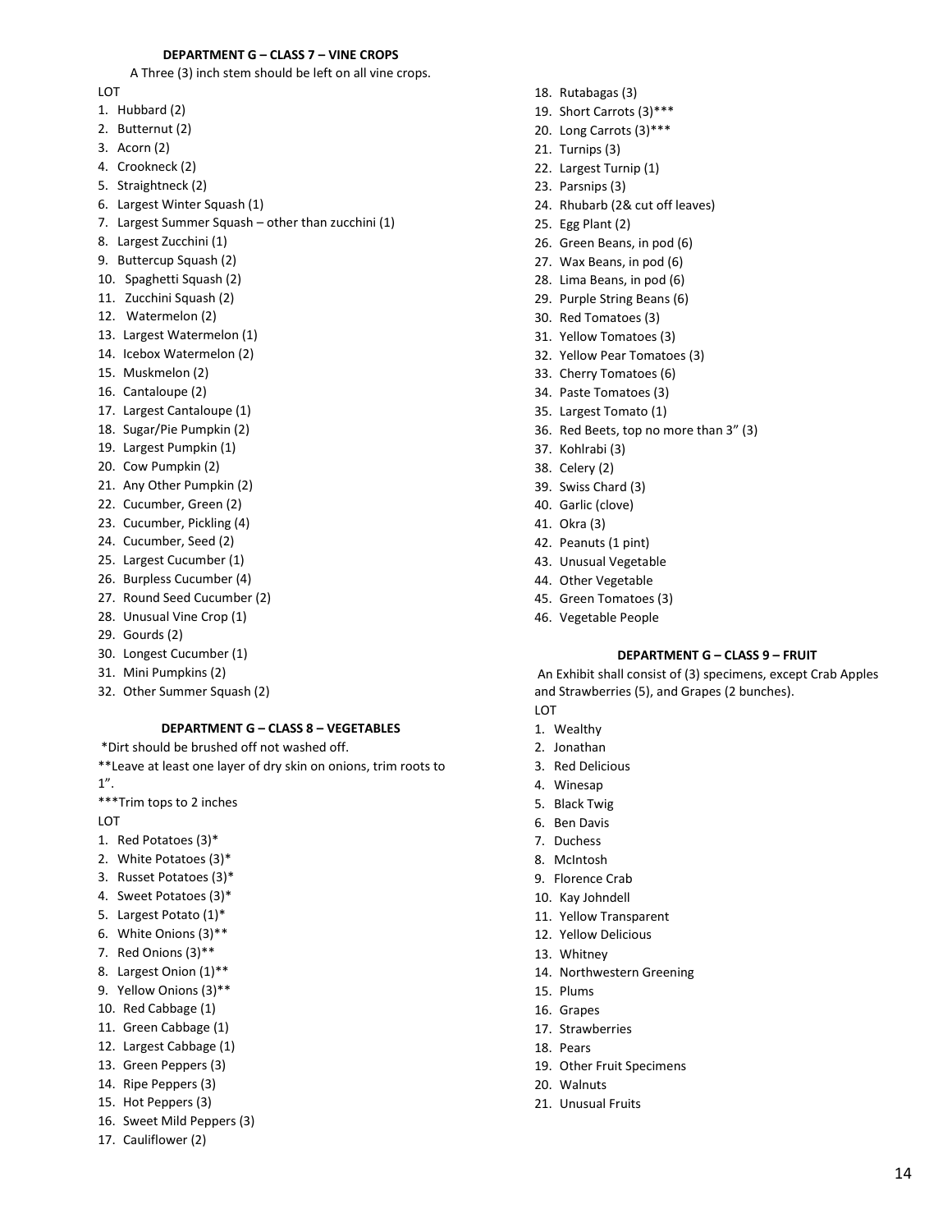### DEPARTMENT G – CLASS 7 – VINE CROPS

A Three (3) inch stem should be left on all vine crops.

LOT

1. Hubbard (2)
2. Butternut (2)
3. Acorn (2)
4. Crookneck (2)
5. Straightneck (2)
6. Largest Winter Squash (1)
7. Largest Summer Squash – other than zucchini (1)
8. Largest Zucchini (1)
9. Buttercup Squash (2)
10. Spaghetti Squash (2)
11. Zucchini Squash (2)
12. Watermelon (2)
13. Largest Watermelon (1)
14. Icebox Watermelon (2)
15. Muskmelon (2)
16. Cantaloupe (2)
17. Largest Cantaloupe (1)
18. Sugar/Pie Pumpkin (2)
19. Largest Pumpkin (1)
20. Cow Pumpkin (2)
21. Any Other Pumpkin (2)
22. Cucumber, Green (2)
23. Cucumber, Pickling (4)
24. Cucumber, Seed (2)
25. Largest Cucumber (1)
26. Burpless Cucumber (4)
27. Round Seed Cucumber (2)
28. Unusual Vine Crop (1)
29. Gourds (2)
30. Longest Cucumber (1)
31. Mini Pumpkins (2)
32. Other Summer Squash (2)

### DEPARTMENT G – CLASS 8 – VEGETABLES

*Dirt should be brushed off not washed off.

**Leave at least one layer of dry skin on onions, trim roots to 1".

***Trim tops to 2 inches

LOT

1. Red Potatoes (3)*
2. White Potatoes (3)*
3. Russet Potatoes (3)*
4. Sweet Potatoes (3)*
5. Largest Potato (1)*
6. White Onions (3)**
7. Red Onions (3)**
8. Largest Onion (1)**
9. Yellow Onions (3)**
10. Red Cabbage (1)
11. Green Cabbage (1)
12. Largest Cabbage (1)
13. Green Peppers (3)
14. Ripe Peppers (3)
15. Hot Peppers (3)
16. Sweet Mild Peppers (3)
17. Cauliflower (2)
18. Rutabagas (3)
19. Short Carrots (3)***
20. Long Carrots (3)***
21. Turnips (3)
22. Largest Turnip (1)
23. Parsnips (3)
24. Rhubarb (2& cut off leaves)
25. Egg Plant (2)
26. Green Beans, in pod (6)
27. Wax Beans, in pod (6)
28. Lima Beans, in pod (6)
29. Purple String Beans (6)
30. Red Tomatoes (3)
31. Yellow Tomatoes (3)
32. Yellow Pear Tomatoes (3)
33. Cherry Tomatoes (6)
34. Paste Tomatoes (3)
35. Largest Tomato (1)
36. Red Beets, top no more than 3" (3)
37. Kohlrabi (3)
38. Celery (2)
39. Swiss Chard (3)
40. Garlic (clove)
41. Okra (3)
42. Peanuts (1 pint)
43. Unusual Vegetable
44. Other Vegetable
45. Green Tomatoes (3)
46. Vegetable People

### DEPARTMENT G – CLASS 9 – FRUIT

An Exhibit shall consist of (3) specimens, except Crab Apples and Strawberries (5), and Grapes (2 bunches).

LOT

1. Wealthy
2. Jonathan
3. Red Delicious
4. Winesap
5. Black Twig
6. Ben Davis
7. Duchess
8. McIntosh
9. Florence Crab
10. Kay Johndell
11. Yellow Transparent
12. Yellow Delicious
13. Whitney
14. Northwestern Greening
15. Plums
16. Grapes
17. Strawberries
18. Pears
19. Other Fruit Specimens
20. Walnuts
21. Unusual Fruits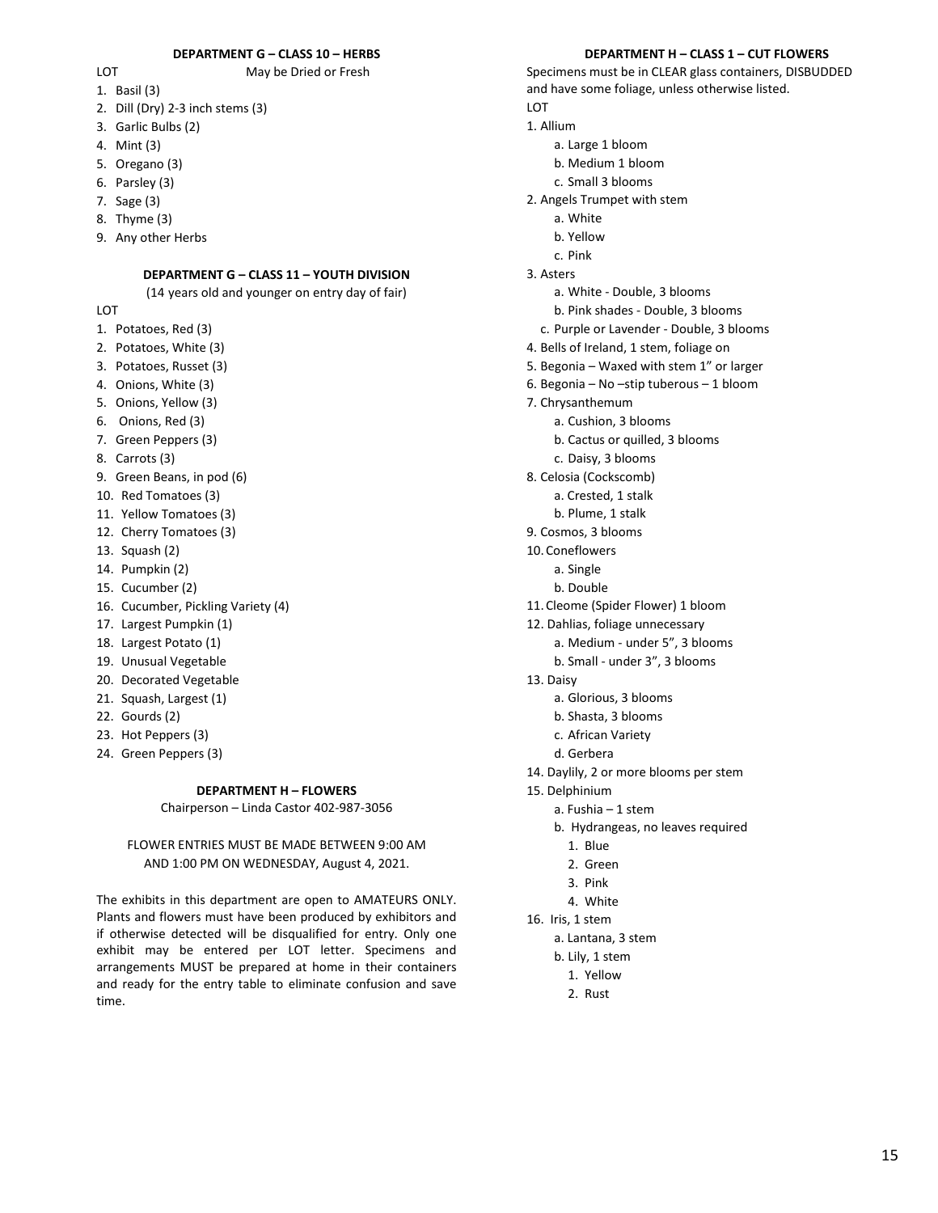**DEPARTMENT G – CLASS 10 – HERBS**

LOT May be Dried or Fresh

1. Basil (3)
2. Dill (Dry) 2-3 inch stems (3)
3. Garlic Bulbs (2)
4. Mint (3)
5. Oregano (3)
6. Parsley (3)
7. Sage (3)
8. Thyme (3)
9. Any other Herbs

**DEPARTMENT G – CLASS 11 – YOUTH DIVISION**

(14 years old and younger on entry day of fair)

LOT

1. Potatoes, Red (3)
2. Potatoes, White (3)
3. Potatoes, Russet (3)
4. Onions, White (3)
5. Onions, Yellow (3)
6. Onions, Red (3)
7. Green Peppers (3)
8. Carrots (3)
9. Green Beans, in pod (6)
10. Red Tomatoes (3)
11. Yellow Tomatoes (3)
12. Cherry Tomatoes (3)
13. Squash (2)
14. Pumpkin (2)
15. Cucumber (2)
16. Cucumber, Pickling Variety (4)
17. Largest Pumpkin (1)
18. Largest Potato (1)
19. Unusual Vegetable
20. Decorated Vegetable
21. Squash, Largest (1)
22. Gourds (2)
23. Hot Peppers (3)
24. Green Peppers (3)

**DEPARTMENT H – FLOWERS**

Chairperson – Linda Castor 402-987-3056

FLOWER ENTRIES MUST BE MADE BETWEEN 9:00 AM AND 1:00 PM ON WEDNESDAY, August 4, 2021.

The exhibits in this department are open to AMATEURS ONLY. Plants and flowers must have been produced by exhibitors and if otherwise detected will be disqualified for entry. Only one exhibit may be entered per LOT letter. Specimens and arrangements MUST be prepared at home in their containers and ready for the entry table to eliminate confusion and save time.

**DEPARTMENT H – CLASS 1 – CUT FLOWERS**

Specimens must be in CLEAR glass containers, DISBUDDED and have some foliage, unless otherwise listed.

LOT

1. Allium
    - a. Large 1 bloom
    - b. Medium 1 bloom
    - c. Small 3 blooms
2. Angels Trumpet with stem
    - a. White
    - b. Yellow
    - c. Pink
3. Asters
    - a. White - Double, 3 blooms
    - b. Pink shades - Double, 3 blooms
    - c. Purple or Lavender - Double, 3 blooms
4. Bells of Ireland, 1 stem, foliage on
5. Begonia – Waxed with stem 1" or larger
6. Begonia – No –stip tuberous – 1 bloom
7. Chrysanthemum
    - a. Cushion, 3 blooms
    - b. Cactus or quilled, 3 blooms
    - c. Daisy, 3 blooms
8. Celosia (Cockscomb)
    - a. Crested, 1 stalk
    - b. Plume, 1 stalk
9. Cosmos, 3 blooms
10. Coneflowers
    - a. Single
    - b. Double
11. Cleome (Spider Flower) 1 bloom
12. Dahlias, foliage unnecessary
    - a. Medium - under 5", 3 blooms
    - b. Small - under 3", 3 blooms
13. Daisy
    - a. Glorious, 3 blooms
    - b. Shasta, 3 blooms
    - c. African Variety
    - d. Gerbera
14. Daylily, 2 or more blooms per stem
15. Delphinium
    - a. Fushia – 1 stem
    - b. Hydrangeas, no leaves required
        1. Blue
        2. Green
        3. Pink
        4. White
16. Iris, 1 stem
    - a. Lantana, 3 stem
    - b. Lily, 1 stem
        1. Yellow
        2. Rust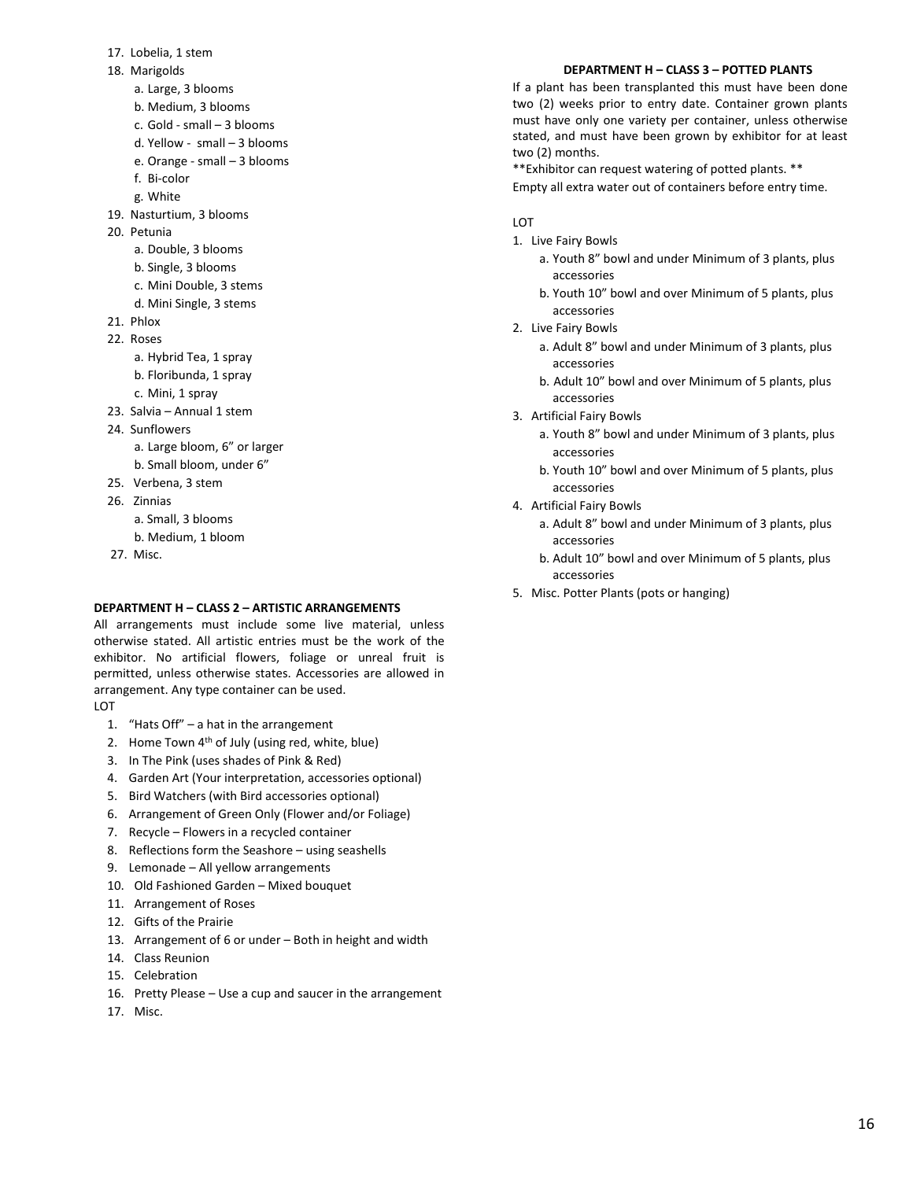17. Lobelia, 1 stem
18. Marigolds
    a. Large, 3 blooms
    b. Medium, 3 blooms
    c. Gold - small – 3 blooms
    d. Yellow - small – 3 blooms
    e. Orange - small – 3 blooms
    f. Bi-color
    g. White
19. Nasturtium, 3 blooms
20. Petunia
    a. Double, 3 blooms
    b. Single, 3 blooms
    c. Mini Double, 3 stems
    d. Mini Single, 3 stems
21. Phlox
22. Roses
    a. Hybrid Tea, 1 spray
    b. Floribunda, 1 spray
    c. Mini, 1 spray
23. Salvia – Annual 1 stem
24. Sunflowers
    a. Large bloom, 6" or larger
    b. Small bloom, under 6"
25. Verbena, 3 stem
26. Zinnias
    a. Small, 3 blooms
    b. Medium, 1 bloom
27. Misc.

## DEPARTMENT H – CLASS 2 – ARTISTIC ARRANGEMENTS

All arrangements must include some live material, unless otherwise stated. All artistic entries must be the work of the exhibitor. No artificial flowers, foliage or unreal fruit is permitted, unless otherwise states. Accessories are allowed in arrangement. Any type container can be used.

LOT

1. "Hats Off" – a hat in the arrangement
2. Home Town 4th of July (using red, white, blue)
3. In The Pink (uses shades of Pink & Red)
4. Garden Art (Your interpretation, accessories optional)
5. Bird Watchers (with Bird accessories optional)
6. Arrangement of Green Only (Flower and/or Foliage)
7. Recycle – Flowers in a recycled container
8. Reflections form the Seashore – using seashells
9. Lemonade – All yellow arrangements
10. Old Fashioned Garden – Mixed bouquet
11. Arrangement of Roses
12. Gifts of the Prairie
13. Arrangement of 6 or under – Both in height and width
14. Class Reunion
15. Celebration
16. Pretty Please – Use a cup and saucer in the arrangement
17. Misc.

## DEPARTMENT H – CLASS 3 – POTTED PLANTS

If a plant has been transplanted this must have been done two (2) weeks prior to entry date. Container grown plants must have only one variety per container, unless otherwise stated, and must have been grown by exhibitor for at least two (2) months.

**Exhibitor can request watering of potted plants.**

Empty all extra water out of containers before entry time.

LOT

1. Live Fairy Bowls
    a. Youth 8" bowl and under Minimum of 3 plants, plus accessories
    b. Youth 10" bowl and over Minimum of 5 plants, plus accessories
2. Live Fairy Bowls
    a. Adult 8" bowl and under Minimum of 3 plants, plus accessories
    b. Adult 10" bowl and over Minimum of 5 plants, plus accessories
3. Artificial Fairy Bowls
    a. Youth 8" bowl and under Minimum of 3 plants, plus accessories
    b. Youth 10" bowl and over Minimum of 5 plants, plus accessories
4. Artificial Fairy Bowls
    a. Adult 8" bowl and under Minimum of 3 plants, plus accessories
    b. Adult 10" bowl and over Minimum of 5 plants, plus accessories
5. Misc. Potter Plants (pots or hanging)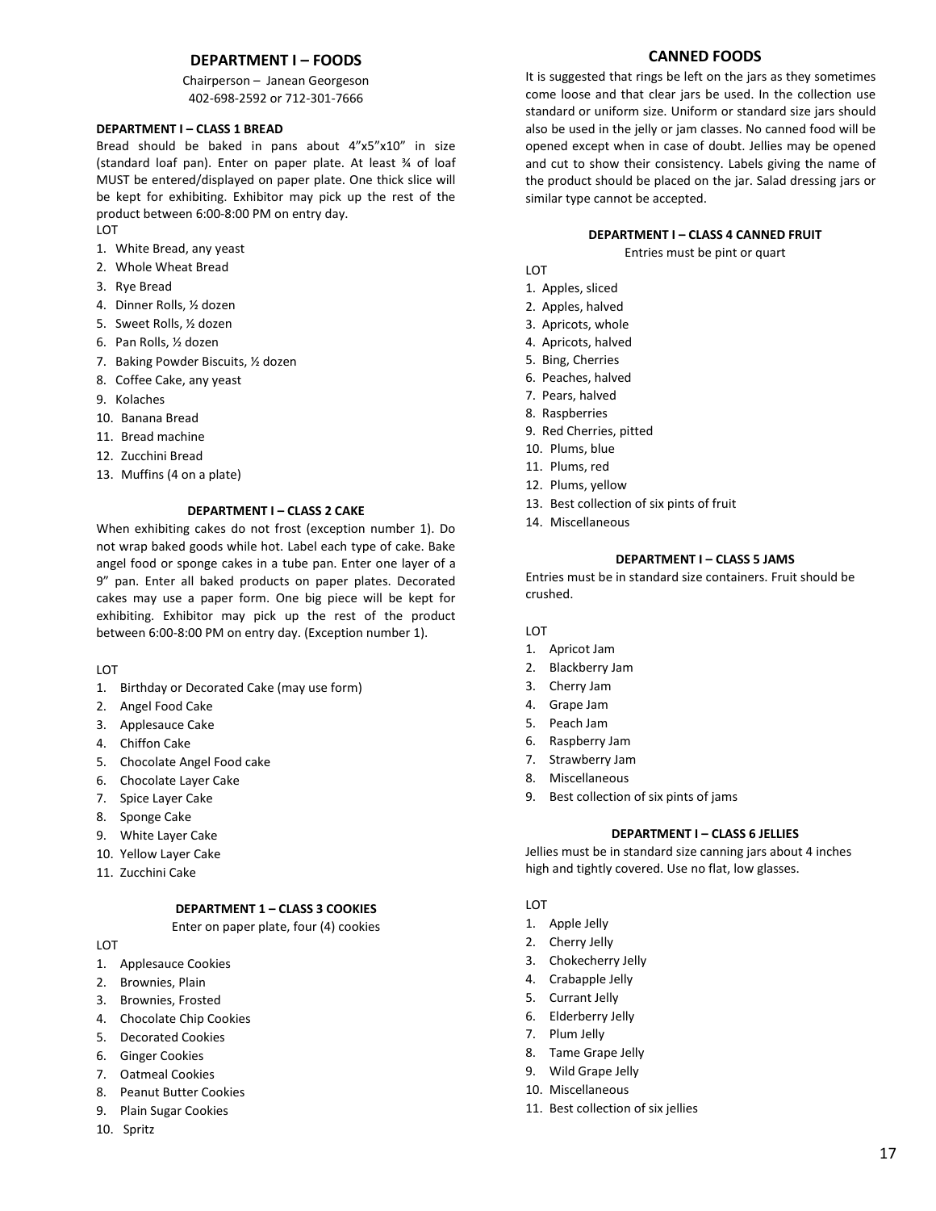## DEPARTMENT I – FOODS

Chairperson – Janean Georgeson
402-698-2592 or 712-301-7666

#### DEPARTMENT I – CLASS 1 BREAD

Bread should be baked in pans about 4"x5"x10" in size (standard loaf pan). Enter on paper plate. At least ¾ of loaf MUST be entered/displayed on paper plate. One thick slice will be kept for exhibiting. Exhibitor may pick up the rest of the product between 6:00-8:00 PM on entry day.

LOT

1. White Bread, any yeast
2. Whole Wheat Bread
3. Rye Bread
4. Dinner Rolls, ½ dozen
5. Sweet Rolls, ½ dozen
6. Pan Rolls, ½ dozen
7. Baking Powder Biscuits, ½ dozen
8. Coffee Cake, any yeast
9. Kolaches
10. Banana Bread
11. Bread machine
12. Zucchini Bread
13. Muffins (4 on a plate)

#### DEPARTMENT I – CLASS 2 CAKE

When exhibiting cakes do not frost (exception number 1). Do not wrap baked goods while hot. Label each type of cake. Bake angel food or sponge cakes in a tube pan. Enter one layer of a 9" pan. Enter all baked products on paper plates. Decorated cakes may use a paper form. One big piece will be kept for exhibiting. Exhibitor may pick up the rest of the product between 6:00-8:00 PM on entry day. (Exception number 1).

LOT

1. Birthday or Decorated Cake (may use form)
2. Angel Food Cake
3. Applesauce Cake
4. Chiffon Cake
5. Chocolate Angel Food cake
6. Chocolate Layer Cake
7. Spice Layer Cake
8. Sponge Cake
9. White Layer Cake
10. Yellow Layer Cake
11. Zucchini Cake

#### DEPARTMENT 1 – CLASS 3 COOKIES

Enter on paper plate, four (4) cookies

LOT

1. Applesauce Cookies
2. Brownies, Plain
3. Brownies, Frosted
4. Chocolate Chip Cookies
5. Decorated Cookies
6. Ginger Cookies
7. Oatmeal Cookies
8. Peanut Butter Cookies
9. Plain Sugar Cookies
10. Spritz

## CANNED FOODS

It is suggested that rings be left on the jars as they sometimes come loose and that clear jars be used. In the collection use standard or uniform size. Uniform or standard size jars should also be used in the jelly or jam classes. No canned food will be opened except when in case of doubt. Jellies may be opened and cut to show their consistency. Labels giving the name of the product should be placed on the jar. Salad dressing jars or similar type cannot be accepted.

#### DEPARTMENT I – CLASS 4 CANNED FRUIT

Entries must be pint or quart

LOT

1. Apples, sliced
2. Apples, halved
3. Apricots, whole
4. Apricots, halved
5. Bing, Cherries
6. Peaches, halved
7. Pears, halved
8. Raspberries
9. Red Cherries, pitted
10. Plums, blue
11. Plums, red
12. Plums, yellow
13. Best collection of six pints of fruit
14. Miscellaneous

#### DEPARTMENT I – CLASS 5 JAMS

Entries must be in standard size containers. Fruit should be crushed.

LOT

1. Apricot Jam
2. Blackberry Jam
3. Cherry Jam
4. Grape Jam
5. Peach Jam
6. Raspberry Jam
7. Strawberry Jam
8. Miscellaneous
9. Best collection of six pints of jams

#### DEPARTMENT I – CLASS 6 JELLIES

Jellies must be in standard size canning jars about 4 inches high and tightly covered. Use no flat, low glasses.

LOT

1. Apple Jelly
2. Cherry Jelly
3. Chokecherry Jelly
4. Crabapple Jelly
5. Currant Jelly
6. Elderberry Jelly
7. Plum Jelly
8. Tame Grape Jelly
9. Wild Grape Jelly
10. Miscellaneous
11. Best collection of six jellies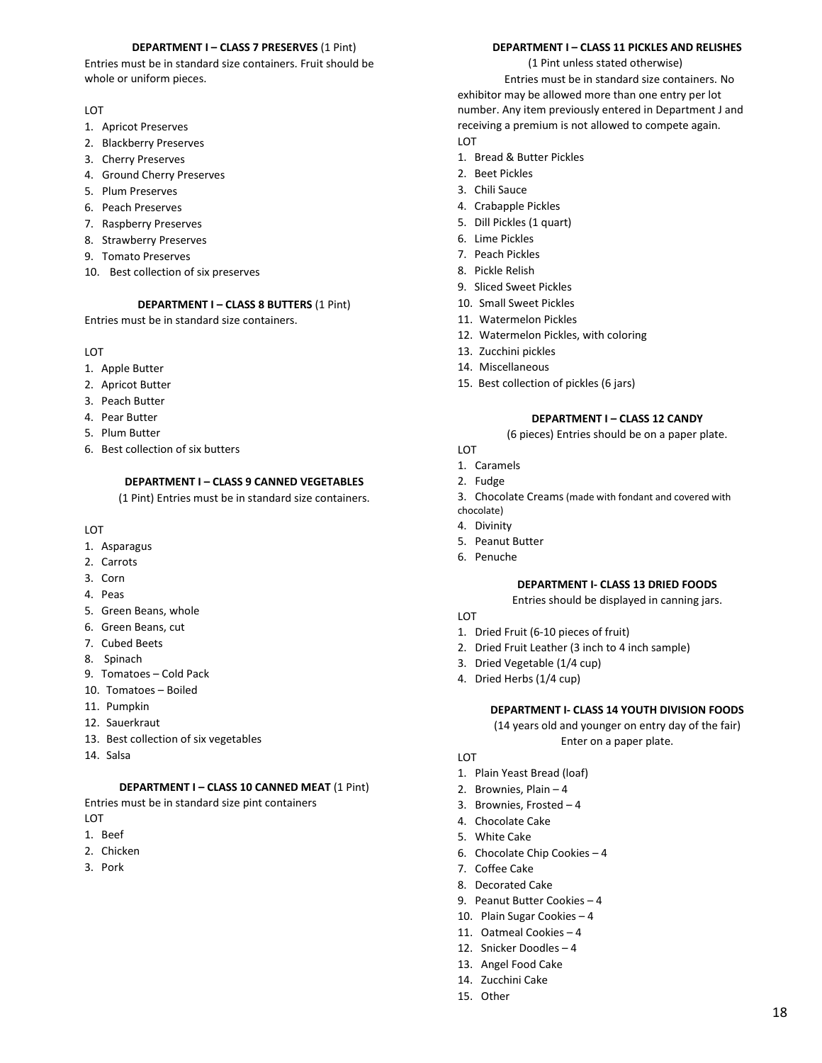### DEPARTMENT I – CLASS 7 PRESERVES (1 Pint)

Entries must be in standard size containers. Fruit should be whole or uniform pieces.

LOT

1. Apricot Preserves
2. Blackberry Preserves
3. Cherry Preserves
4. Ground Cherry Preserves
5. Plum Preserves
6. Peach Preserves
7. Raspberry Preserves
8. Strawberry Preserves
9. Tomato Preserves
10. Best collection of six preserves

### DEPARTMENT I – CLASS 8 BUTTERS (1 Pint)

Entries must be in standard size containers.

LOT

1. Apple Butter
2. Apricot Butter
3. Peach Butter
4. Pear Butter
5. Plum Butter
6. Best collection of six butters

### DEPARTMENT I – CLASS 9 CANNED VEGETABLES

(1 Pint) Entries must be in standard size containers.

LOT

1. Asparagus
2. Carrots
3. Corn
4. Peas
5. Green Beans, whole
6. Green Beans, cut
7. Cubed Beets
8. Spinach
9. Tomatoes – Cold Pack
10. Tomatoes – Boiled
11. Pumpkin
12. Sauerkraut
13. Best collection of six vegetables
14. Salsa

### DEPARTMENT I – CLASS 10 CANNED MEAT (1 Pint)

Entries must be in standard size pint containers

LOT

1. Beef
2. Chicken
3. Pork

### DEPARTMENT I – CLASS 11 PICKLES AND RELISHES

(1 Pint unless stated otherwise)

Entries must be in standard size containers. No exhibitor may be allowed more than one entry per lot number. Any item previously entered in Department J and receiving a premium is not allowed to compete again.

LOT

1. Bread & Butter Pickles
2. Beet Pickles
3. Chili Sauce
4. Crabapple Pickles
5. Dill Pickles (1 quart)
6. Lime Pickles
7. Peach Pickles
8. Pickle Relish
9. Sliced Sweet Pickles
10. Small Sweet Pickles
11. Watermelon Pickles
12. Watermelon Pickles, with coloring
13. Zucchini pickles
14. Miscellaneous
15. Best collection of pickles (6 jars)

### DEPARTMENT I – CLASS 12 CANDY

(6 pieces) Entries should be on a paper plate.

LOT

1. Caramels
2. Fudge
3. Chocolate Creams (made with fondant and covered with chocolate)
4. Divinity
5. Peanut Butter
6. Penuche

### DEPARTMENT I- CLASS 13 DRIED FOODS

Entries should be displayed in canning jars.

LOT

1. Dried Fruit (6-10 pieces of fruit)
2. Dried Fruit Leather (3 inch to 4 inch sample)
3. Dried Vegetable (1/4 cup)
4. Dried Herbs (1/4 cup)

### DEPARTMENT I- CLASS 14 YOUTH DIVISION FOODS

(14 years old and younger on entry day of the fair)
Enter on a paper plate.

LOT

1. Plain Yeast Bread (loaf)
2. Brownies, Plain – 4
3. Brownies, Frosted – 4
4. Chocolate Cake
5. White Cake
6. Chocolate Chip Cookies – 4
7. Coffee Cake
8. Decorated Cake
9. Peanut Butter Cookies – 4
10. Plain Sugar Cookies – 4
11. Oatmeal Cookies – 4
12. Snicker Doodles – 4
13. Angel Food Cake
14. Zucchini Cake
15. Other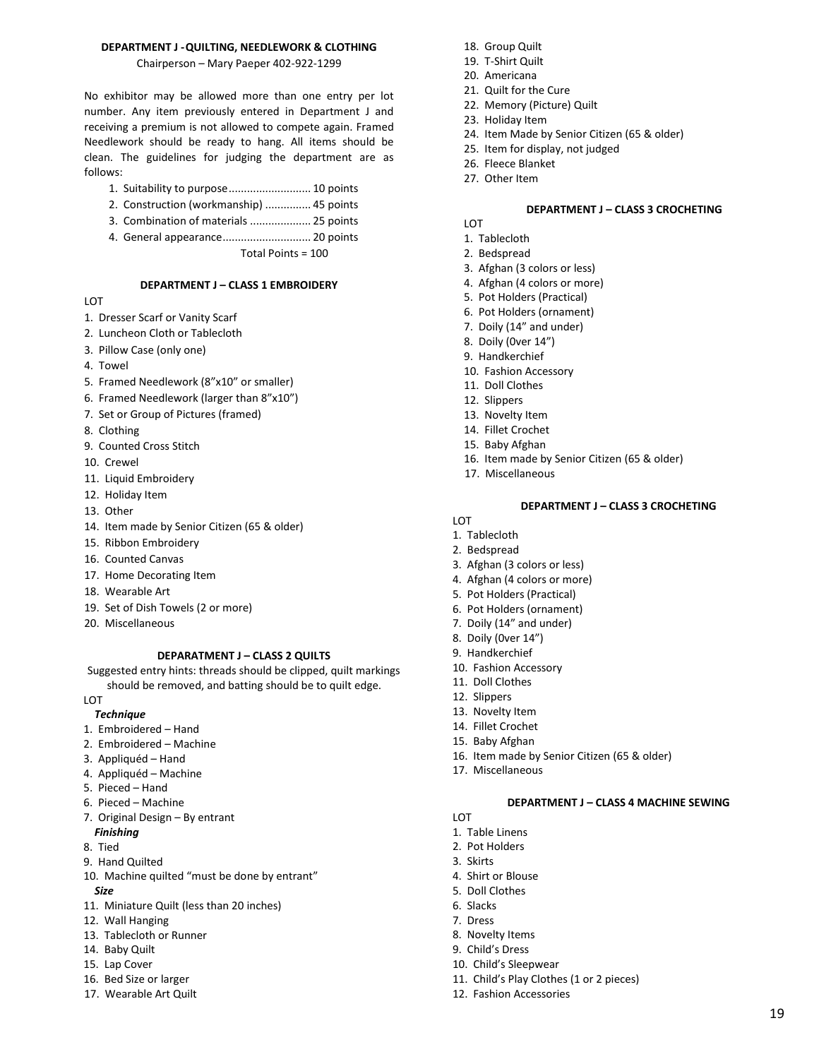**DEPARTMENT J - QUILTING, NEEDLEWORK & CLOTHING**

Chairperson – Mary Paeper 402-922-1299

No exhibitor may be allowed more than one entry per lot number. Any item previously entered in Department J and receiving a premium is not allowed to compete again. Framed Needlework should be ready to hang. All items should be clean. The guidelines for judging the department are as follows:

1. Suitability to purpose .......................... 10 points
2. Construction (workmanship) ............... 45 points
3. Combination of materials .................... 25 points
4. General appearance ............................ 20 points

Total Points = 100

**DEPARTMENT J – CLASS 1 EMBROIDERY**

LOT

1. Dresser Scarf or Vanity Scarf
2. Luncheon Cloth or Tablecloth
3. Pillow Case (only one)
4. Towel
5. Framed Needlework (8"x10" or smaller)
6. Framed Needlework (larger than 8"x10")
7. Set or Group of Pictures (framed)
8. Clothing
9. Counted Cross Stitch
10. Crewel
11. Liquid Embroidery
12. Holiday Item
13. Other
14. Item made by Senior Citizen (65 & older)
15. Ribbon Embroidery
16. Counted Canvas
17. Home Decorating Item
18. Wearable Art
19. Set of Dish Towels (2 or more)
20. Miscellaneous

**DEPARATMENT J – CLASS 2 QUILTS**

Suggested entry hints: threads should be clipped, quilt markings should be removed, and batting should be to quilt edge.

LOT

***Technique***

1. Embroidered – Hand
2. Embroidered – Machine
3. Appliquéd – Hand
4. Appliquéd – Machine
5. Pieced – Hand
6. Pieced – Machine
7. Original Design – By entrant

***Finishing***

8. Tied
9. Hand Quilted
10. Machine quilted "must be done by entrant"

***Size***

11. Miniature Quilt (less than 20 inches)
12. Wall Hanging
13. Tablecloth or Runner
14. Baby Quilt
15. Lap Cover
16. Bed Size or larger
17. Wearable Art Quilt
18. Group Quilt
19. T-Shirt Quilt
20. Americana
21. Quilt for the Cure
22. Memory (Picture) Quilt
23. Holiday Item
24. Item Made by Senior Citizen (65 & older)
25. Item for display, not judged
26. Fleece Blanket
27. Other Item

**DEPARTMENT J – CLASS 3 CROCHETING**

LOT

1. Tablecloth
2. Bedspread
3. Afghan (3 colors or less)
4. Afghan (4 colors or more)
5. Pot Holders (Practical)
6. Pot Holders (ornament)
7. Doily (14" and under)
8. Doily (0ver 14")
9. Handkerchief
10. Fashion Accessory
11. Doll Clothes
12. Slippers
13. Novelty Item
14. Fillet Crochet
15. Baby Afghan
16. Item made by Senior Citizen (65 & older)
17. Miscellaneous

**DEPARTMENT J – CLASS 3 CROCHETING**

LOT

1. Tablecloth
2. Bedspread
3. Afghan (3 colors or less)
4. Afghan (4 colors or more)
5. Pot Holders (Practical)
6. Pot Holders (ornament)
7. Doily (14" and under)
8. Doily (0ver 14")
9. Handkerchief
10. Fashion Accessory
11. Doll Clothes
12. Slippers
13. Novelty Item
14. Fillet Crochet
15. Baby Afghan
16. Item made by Senior Citizen (65 & older)
17. Miscellaneous

**DEPARTMENT J – CLASS 4 MACHINE SEWING**

LOT

1. Table Linens
2. Pot Holders
3. Skirts
4. Shirt or Blouse
5. Doll Clothes
6. Slacks
7. Dress
8. Novelty Items
9. Child's Dress
10. Child's Sleepwear
11. Child's Play Clothes (1 or 2 pieces)
12. Fashion Accessories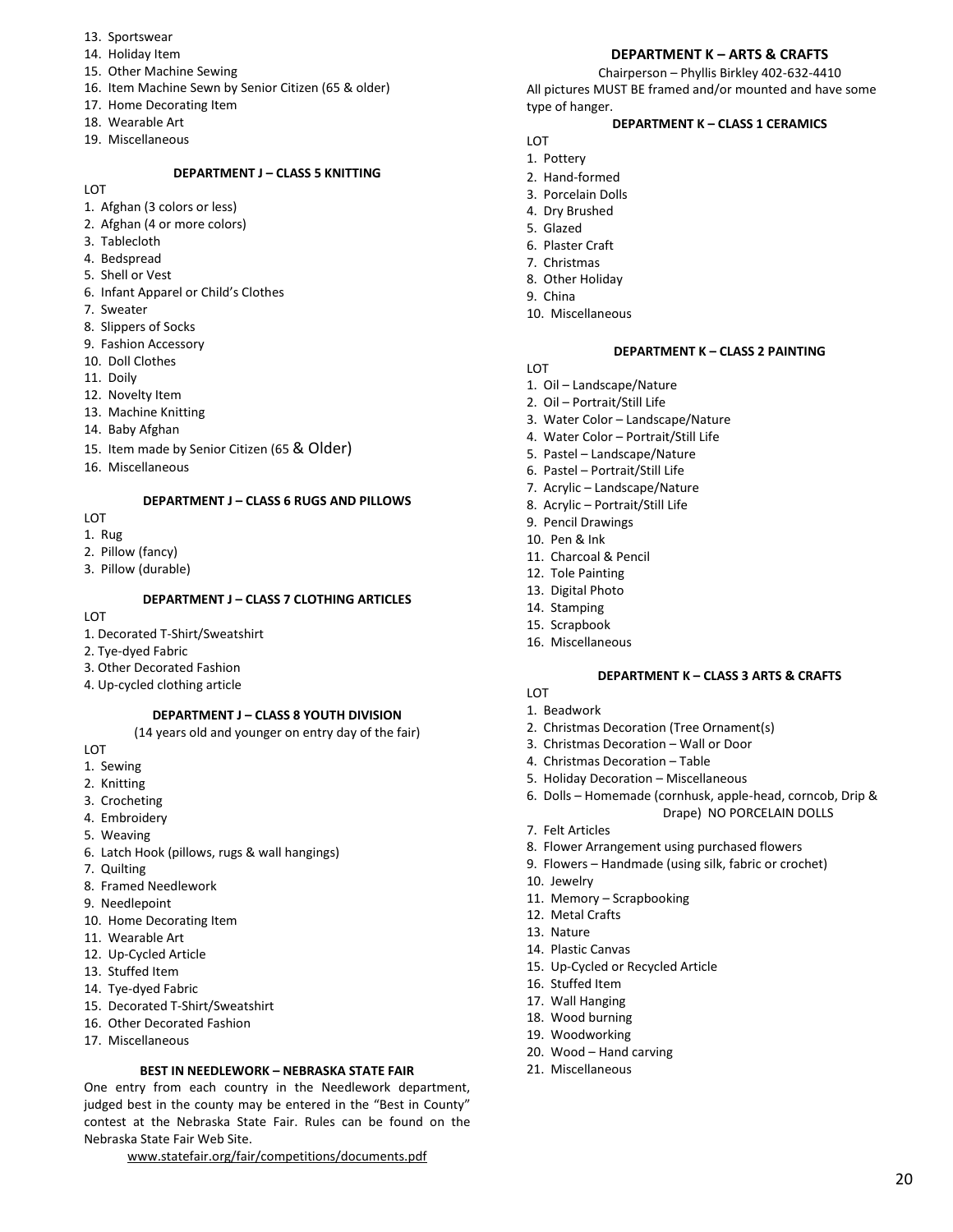13. Sportswear
14. Holiday Item
15. Other Machine Sewing
16. Item Machine Sewn by Senior Citizen (65 & older)
17. Home Decorating Item
18. Wearable Art
19. Miscellaneous

### DEPARTMENT J – CLASS 5 KNITTING

LOT

1. Afghan (3 colors or less)
2. Afghan (4 or more colors)
3. Tablecloth
4. Bedspread
5. Shell or Vest
6. Infant Apparel or Child's Clothes
7. Sweater
8. Slippers of Socks
9. Fashion Accessory
10. Doll Clothes
11. Doily
12. Novelty Item
13. Machine Knitting
14. Baby Afghan
15. Item made by Senior Citizen (65 & Older)
16. Miscellaneous

### DEPARTMENT J – CLASS 6 RUGS AND PILLOWS

LOT

1. Rug
2. Pillow (fancy)
3. Pillow (durable)

### DEPARTMENT J – CLASS 7 CLOTHING ARTICLES

LOT

1. Decorated T-Shirt/Sweatshirt
2. Tye-dyed Fabric
3. Other Decorated Fashion
4. Up-cycled clothing article

### DEPARTMENT J – CLASS 8 YOUTH DIVISION

(14 years old and younger on entry day of the fair)

LOT

1. Sewing
2. Knitting
3. Crocheting
4. Embroidery
5. Weaving
6. Latch Hook (pillows, rugs & wall hangings)
7. Quilting
8. Framed Needlework
9. Needlepoint
10. Home Decorating Item
11. Wearable Art
12. Up-Cycled Article
13. Stuffed Item
14. Tye-dyed Fabric
15. Decorated T-Shirt/Sweatshirt
16. Other Decorated Fashion
17. Miscellaneous

### BEST IN NEEDLEWORK – NEBRASKA STATE FAIR

One entry from each country in the Needlework department, judged best in the county may be entered in the "Best in County" contest at the Nebraska State Fair. Rules can be found on the Nebraska State Fair Web Site.

www.statefair.org/fair/competitions/documents.pdf

## DEPARTMENT K – ARTS & CRAFTS

Chairperson – Phyllis Birkley 402-632-4410

All pictures MUST BE framed and/or mounted and have some type of hanger.

### DEPARTMENT K – CLASS 1 CERAMICS

LOT

1. Pottery
2. Hand-formed
3. Porcelain Dolls
4. Dry Brushed
5. Glazed
6. Plaster Craft
7. Christmas
8. Other Holiday
9. China
10. Miscellaneous

### DEPARTMENT K – CLASS 2 PAINTING

LOT

1. Oil – Landscape/Nature
2. Oil – Portrait/Still Life
3. Water Color – Landscape/Nature
4. Water Color – Portrait/Still Life
5. Pastel – Landscape/Nature
6. Pastel – Portrait/Still Life
7. Acrylic – Landscape/Nature
8. Acrylic – Portrait/Still Life
9. Pencil Drawings
10. Pen & Ink
11. Charcoal & Pencil
12. Tole Painting
13. Digital Photo
14. Stamping
15. Scrapbook
16. Miscellaneous

### DEPARTMENT K – CLASS 3 ARTS & CRAFTS

LOT

1. Beadwork
2. Christmas Decoration (Tree Ornament(s)
3. Christmas Decoration – Wall or Door
4. Christmas Decoration – Table
5. Holiday Decoration – Miscellaneous
6. Dolls – Homemade (cornhusk, apple-head, corncob, Drip & Drape) NO PORCELAIN DOLLS
7. Felt Articles
8. Flower Arrangement using purchased flowers
9. Flowers – Handmade (using silk, fabric or crochet)
10. Jewelry
11. Memory – Scrapbooking
12. Metal Crafts
13. Nature
14. Plastic Canvas
15. Up-Cycled or Recycled Article
16. Stuffed Item
17. Wall Hanging
18. Wood burning
19. Woodworking
20. Wood – Hand carving
21. Miscellaneous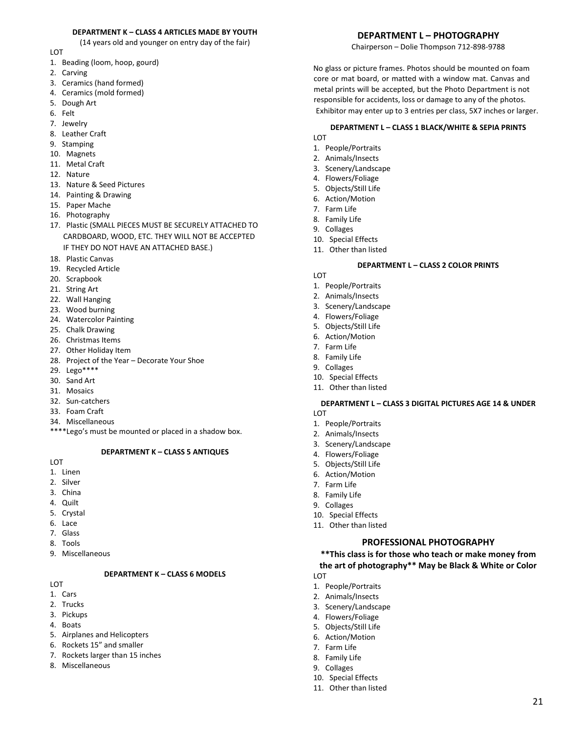#### DEPARTMENT K – CLASS 4 ARTICLES MADE BY YOUTH

(14 years old and younger on entry day of the fair)

LOT

1. Beading (loom, hoop, gourd)
2. Carving
3. Ceramics (hand formed)
4. Ceramics (mold formed)
5. Dough Art
6. Felt
7. Jewelry
8. Leather Craft
9. Stamping
10. Magnets
11. Metal Craft
12. Nature
13. Nature & Seed Pictures
14. Painting & Drawing
15. Paper Mache
16. Photography
17. Plastic (SMALL PIECES MUST BE SECURELY ATTACHED TO CARDBOARD, WOOD, ETC. THEY WILL NOT BE ACCEPTED IF THEY DO NOT HAVE AN ATTACHED BASE.)
18. Plastic Canvas
19. Recycled Article
20. Scrapbook
21. String Art
22. Wall Hanging
23. Wood burning
24. Watercolor Painting
25. Chalk Drawing
26. Christmas Items
27. Other Holiday Item
28. Project of the Year – Decorate Your Shoe
29. Lego****
30. Sand Art
31. Mosaics
32. Sun-catchers
33. Foam Craft
34. Miscellaneous

****Lego's must be mounted or placed in a shadow box.

#### DEPARTMENT K – CLASS 5 ANTIQUES

LOT

1. Linen
2. Silver
3. China
4. Quilt
5. Crystal
6. Lace
7. Glass
8. Tools
9. Miscellaneous

#### DEPARTMENT K – CLASS 6 MODELS

LOT

1. Cars
2. Trucks
3. Pickups
4. Boats
5. Airplanes and Helicopters
6. Rockets 15" and smaller
7. Rockets larger than 15 inches
8. Miscellaneous

## DEPARTMENT L – PHOTOGRAPHY

Chairperson – Dolie Thompson 712-898-9788

No glass or picture frames. Photos should be mounted on foam core or mat board, or matted with a window mat. Canvas and metal prints will be accepted, but the Photo Department is not responsible for accidents, loss or damage to any of the photos. Exhibitor may enter up to 3 entries per class, 5X7 inches or larger.

#### DEPARTMENT L – CLASS 1 BLACK/WHITE & SEPIA PRINTS

LOT

1. People/Portraits
2. Animals/Insects
3. Scenery/Landscape
4. Flowers/Foliage
5. Objects/Still Life
6. Action/Motion
7. Farm Life
8. Family Life
9. Collages
10. Special Effects
11. Other than listed

#### DEPARTMENT L – CLASS 2 COLOR PRINTS

LOT

1. People/Portraits
2. Animals/Insects
3. Scenery/Landscape
4. Flowers/Foliage
5. Objects/Still Life
6. Action/Motion
7. Farm Life
8. Family Life
9. Collages
10. Special Effects
11. Other than listed

#### DEPARTMENT L – CLASS 3 DIGITAL PICTURES AGE 14 & UNDER

LOT

1. People/Portraits
2. Animals/Insects
3. Scenery/Landscape
4. Flowers/Foliage
5. Objects/Still Life
6. Action/Motion
7. Farm Life
8. Family Life
9. Collages
10. Special Effects
11. Other than listed

### PROFESSIONAL PHOTOGRAPHY

**\*\*This class is for those who teach or make money from the art of photography\*\* May be Black & White or Color**

LOT

1. People/Portraits
2. Animals/Insects
3. Scenery/Landscape
4. Flowers/Foliage
5. Objects/Still Life
6. Action/Motion
7. Farm Life
8. Family Life
9. Collages
10. Special Effects
11. Other than listed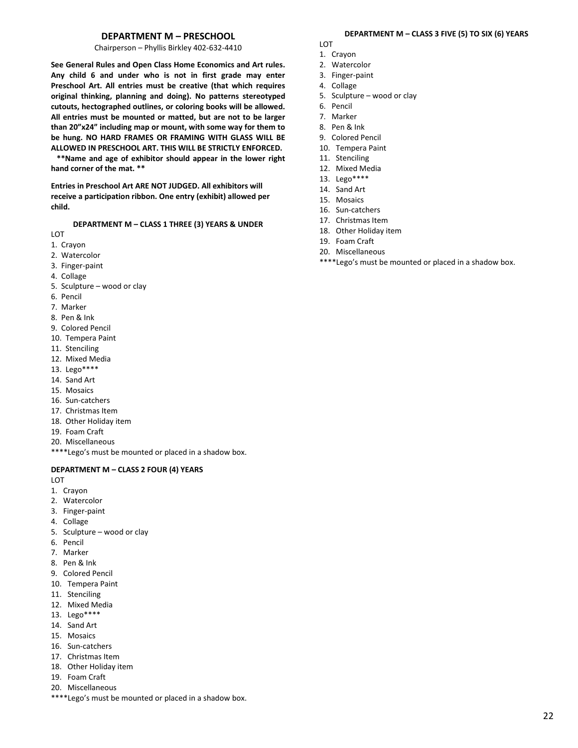## DEPARTMENT M – PRESCHOOL

Chairperson – Phyllis Birkley 402-632-4410

**See General Rules and Open Class Home Economics and Art rules. Any child 6 and under who is not in first grade may enter Preschool Art. All entries must be creative (that which requires original thinking, planning and doing). No patterns stereotyped cutouts, hectographed outlines, or coloring books will be allowed. All entries must be mounted or matted, but are not to be larger than 20"x24" including map or mount, with some way for them to be hung. NO HARD FRAMES OR FRAMING WITH GLASS WILL BE ALLOWED IN PRESCHOOL ART. THIS WILL BE STRICTLY ENFORCED.**

**\*\*Name and age of exhibitor should appear in the lower right hand corner of the mat. \*\***

**Entries in Preschool Art ARE NOT JUDGED. All exhibitors will receive a participation ribbon. One entry (exhibit) allowed per child.**

### DEPARTMENT M – CLASS 1 THREE (3) YEARS & UNDER

LOT

1. Crayon
2. Watercolor
3. Finger-paint
4. Collage
5. Sculpture – wood or clay
6. Pencil
7. Marker
8. Pen & Ink
9. Colored Pencil
10. Tempera Paint
11. Stenciling
12. Mixed Media
13. Lego****
14. Sand Art
15. Mosaics
16. Sun-catchers
17. Christmas Item
18. Other Holiday item
19. Foam Craft
20. Miscellaneous

****Lego's must be mounted or placed in a shadow box.

### DEPARTMENT M – CLASS 2 FOUR (4) YEARS

LOT

1. Crayon
2. Watercolor
3. Finger-paint
4. Collage
5. Sculpture – wood or clay
6. Pencil
7. Marker
8. Pen & Ink
9. Colored Pencil
10. Tempera Paint
11. Stenciling
12. Mixed Media
13. Lego****
14. Sand Art
15. Mosaics
16. Sun-catchers
17. Christmas Item
18. Other Holiday item
19. Foam Craft
20. Miscellaneous

****Lego's must be mounted or placed in a shadow box.

### DEPARTMENT M – CLASS 3 FIVE (5) TO SIX (6) YEARS

LOT

1. Crayon
2. Watercolor
3. Finger-paint
4. Collage
5. Sculpture – wood or clay
6. Pencil
7. Marker
8. Pen & Ink
9. Colored Pencil
10. Tempera Paint
11. Stenciling
12. Mixed Media
13. Lego****
14. Sand Art
15. Mosaics
16. Sun-catchers
17. Christmas Item
18. Other Holiday item
19. Foam Craft
20. Miscellaneous

****Lego's must be mounted or placed in a shadow box.